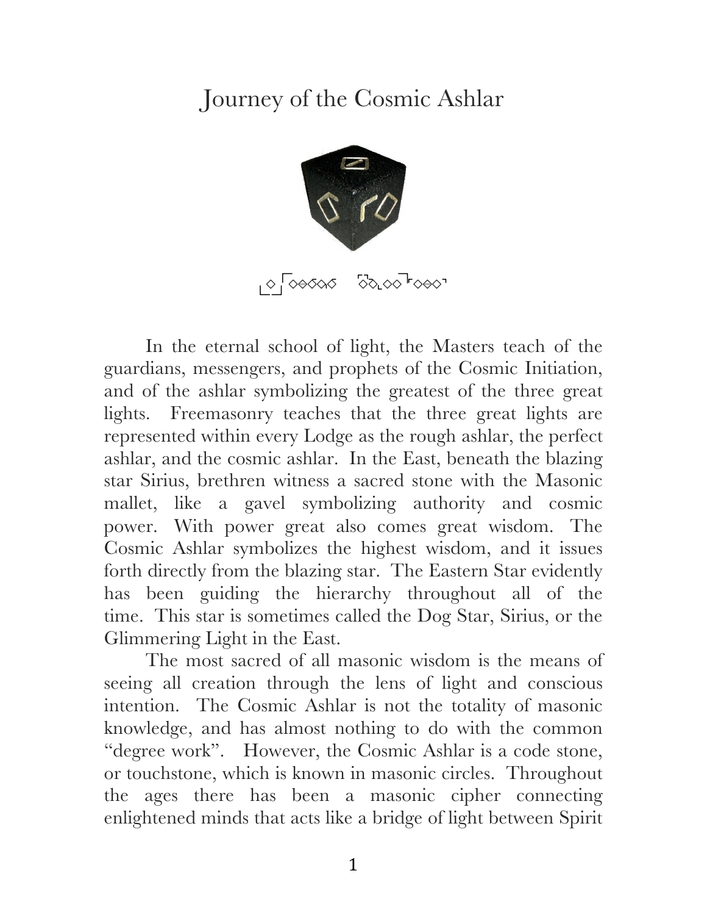# Journey of the Cosmic Ashlar

In the eternal school of light, the Masters teach of the guardians, messengers, and prophets of the Cosmic Initiation, and of the ashlar symbolizing the greatest of the three great lights. Freemasonry teaches that the three great lights are represented within every Lodge as the rough ashlar, the perfect ashlar, and the cosmic ashlar. In the East, beneath the blazing star Sirius, brethren witness a sacred stone with the Masonic mallet, like a gavel symbolizing authority and cosmic power. With power great also comes great wisdom. The Cosmic Ashlar symbolizes the highest wisdom, and it issues forth directly from the blazing star. The Eastern Star evidently has been guiding the hierarchy throughout all of the time. This star is sometimes called the Dog Star, Sirius, or the Glimmering Light in the East.

The most sacred of all masonic wisdom is the means of seeing all creation through the lens of light and conscious intention. The Cosmic Ashlar is not the totality of masonic knowledge, and has almost nothing to do with the common "degree work". However, the Cosmic Ashlar is a code stone, or touchstone, which is known in masonic circles. Throughout the ages there has been a masonic cipher connecting enlightened minds that acts like a bridge of light between Spirit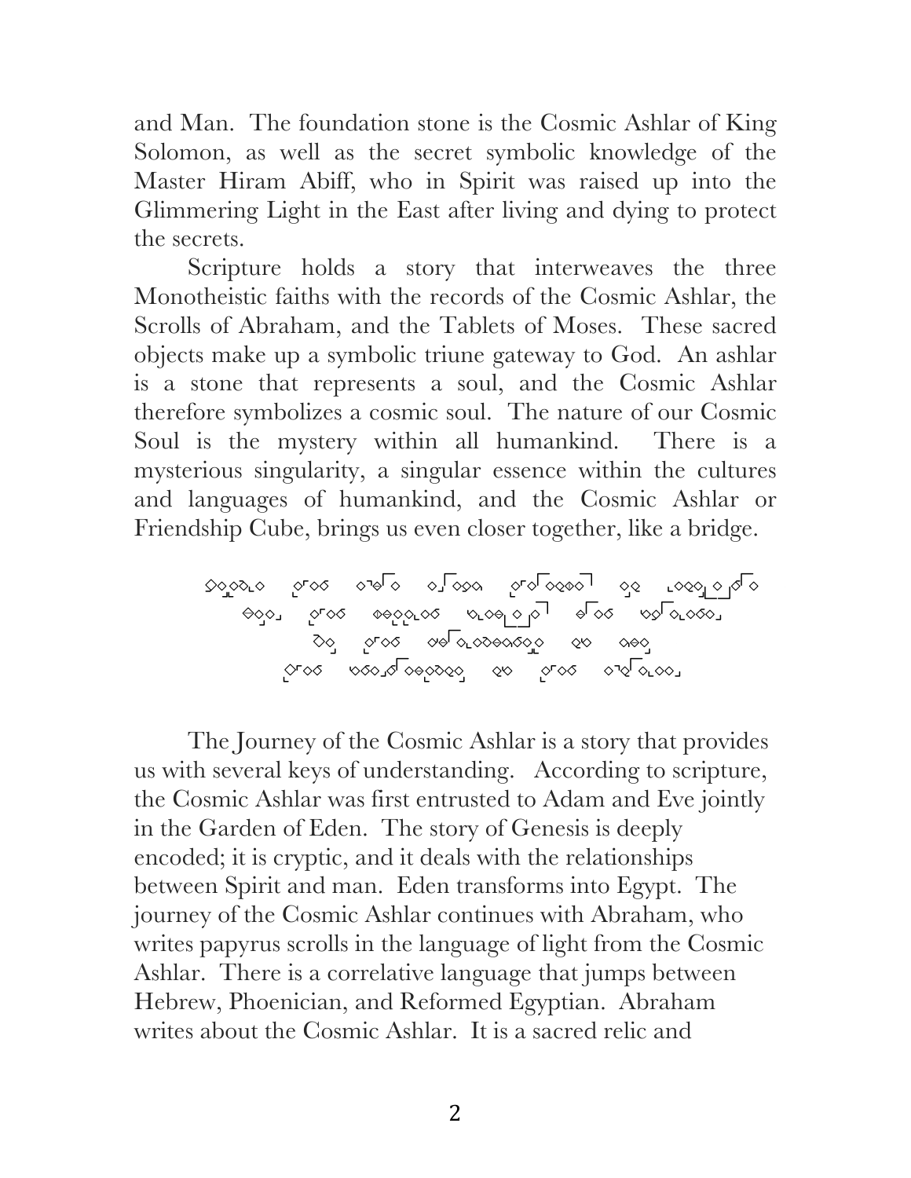and Man. The foundation stone is the Cosmic Ashlar of King Solomon, as well as the secret symbolic knowledge of the Master Hiram Abiff, who in Spirit was raised up into the Glimmering Light in the East after living and dying to protect the secrets.

Scripture holds a story that interweaves the three Monotheistic faiths with the records of the Cosmic Ashlar, the Scrolls of Abraham, and the Tablets of Moses. These sacred objects make up a symbolic triune gateway to God. An ashlar is a stone that represents a soul, and the Cosmic Ashlar therefore symbolizes a cosmic soul. The nature of our Cosmic Soul is the mystery within all humankind. There is a mysterious singularity, a singular essence within the cultures and languages of humankind, and the Cosmic Ashlar or Friendship Cube, brings us even closer together, like a bridge.

The Journey of the Cosmic Ashlar is a story that provides us with several keys of understanding. According to scripture, the Cosmic Ashlar was first entrusted to Adam and Eve jointly in the Garden of Eden. The story of Genesis is deeply encoded; it is cryptic, and it deals with the relationships between Spirit and man. Eden transforms into Egypt. The journey of the Cosmic Ashlar continues with Abraham, who writes papyrus scrolls in the language of light from the Cosmic Ashlar. There is a correlative language that jumps between Hebrew, Phoenician, and Reformed Egyptian. Abraham writes about the Cosmic Ashlar. It is a sacred relic and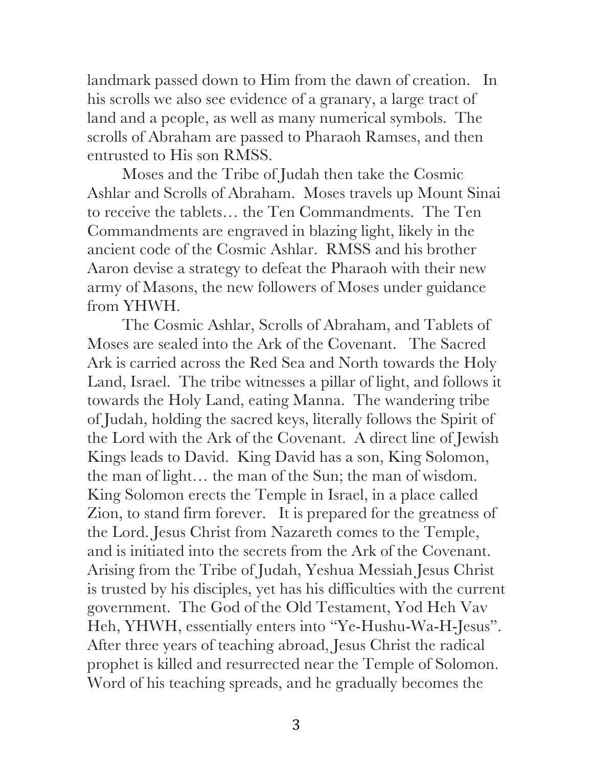landmark passed down to Him from the dawn of creation. In his scrolls we also see evidence of a granary, a large tract of land and a people, as well as many numerical symbols. The scrolls of Abraham are passed to Pharaoh Ramses, and then entrusted to His son RMSS.

Moses and the Tribe of Judah then take the Cosmic Ashlar and Scrolls of Abraham. Moses travels up Mount Sinai to receive the tablets… the Ten Commandments. The Ten Commandments are engraved in blazing light, likely in the ancient code of the Cosmic Ashlar. RMSS and his brother Aaron devise a strategy to defeat the Pharaoh with their new army of Masons, the new followers of Moses under guidance from YHWH.

The Cosmic Ashlar, Scrolls of Abraham, and Tablets of Moses are sealed into the Ark of the Covenant. The Sacred Ark is carried across the Red Sea and North towards the Holy Land, Israel. The tribe witnesses a pillar of light, and follows it towards the Holy Land, eating Manna. The wandering tribe of Judah, holding the sacred keys, literally follows the Spirit of the Lord with the Ark of the Covenant. A direct line of Jewish Kings leads to David. King David has a son, King Solomon, the man of light… the man of the Sun; the man of wisdom. King Solomon erects the Temple in Israel, in a place called Zion, to stand firm forever. It is prepared for the greatness of the Lord. Jesus Christ from Nazareth comes to the Temple, and is initiated into the secrets from the Ark of the Covenant. Arising from the Tribe of Judah, Yeshua Messiah Jesus Christ is trusted by his disciples, yet has his difficulties with the current government. The God of the Old Testament, Yod Heh Vav Heh, YHWH, essentially enters into "Ye-Hushu-Wa-H-Jesus". After three years of teaching abroad, Jesus Christ the radical prophet is killed and resurrected near the Temple of Solomon. Word of his teaching spreads, and he gradually becomes the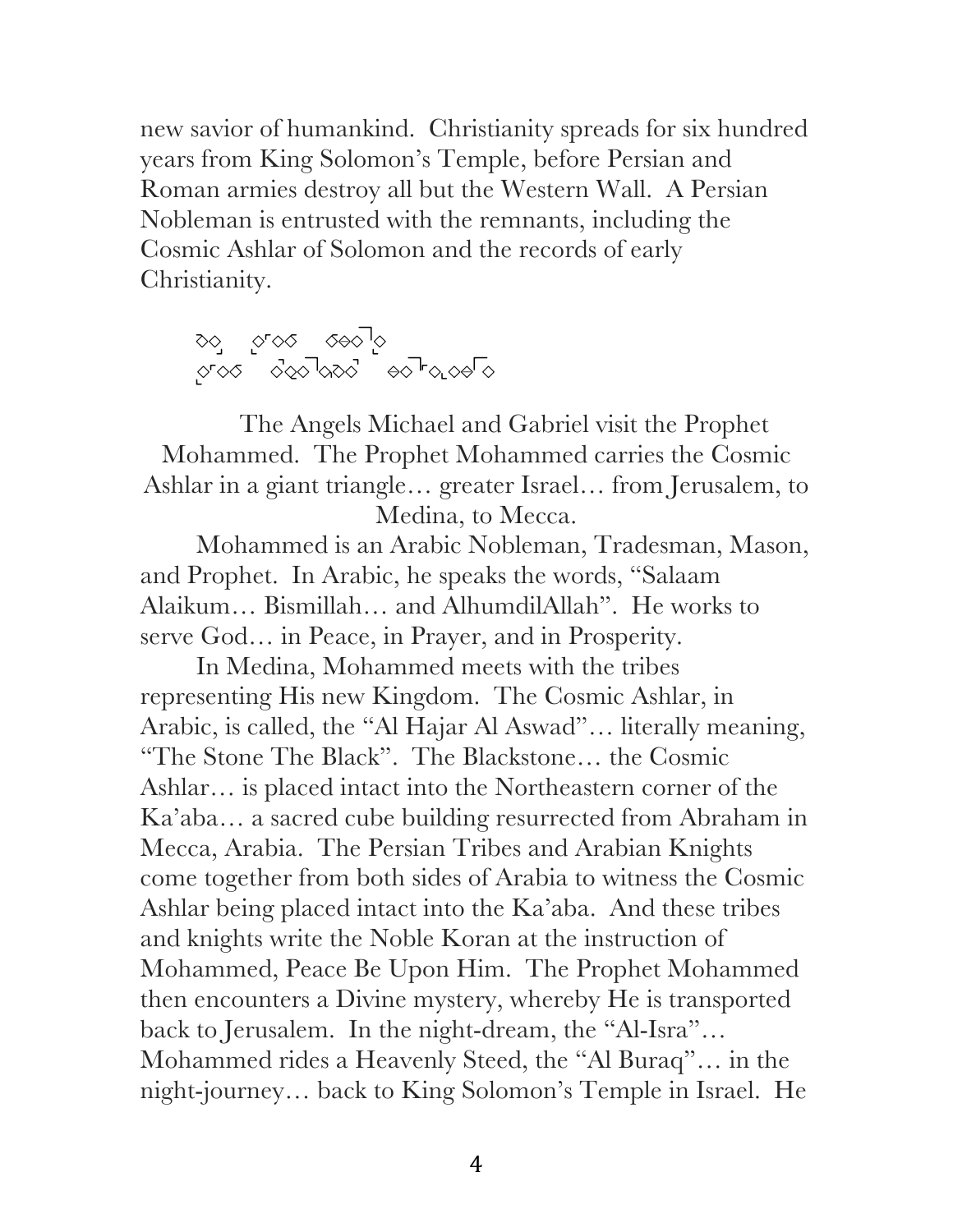new savior of humankind. Christianity spreads for six hundred years from King Solomon's Temple, before Persian and Roman armies destroy all but the Western Wall. A Persian Nobleman is entrusted with the remnants, including the Cosmic Ashlar of Solomon and the records of early Christianity.

The Angels Michael and Gabriel visit the Prophet Mohammed. The Prophet Mohammed carries the Cosmic Ashlar in a giant triangle… greater Israel… from Jerusalem, to Medina, to Mecca.

Mohammed is an Arabic Nobleman, Tradesman, Mason, and Prophet. In Arabic, he speaks the words, "Salaam Alaikum… Bismillah… and AlhumdilAllah". He works to serve God… in Peace, in Prayer, and in Prosperity.

In Medina, Mohammed meets with the tribes representing His new Kingdom. The Cosmic Ashlar, in Arabic, is called, the "Al Hajar Al Aswad"… literally meaning, "The Stone The Black". The Blackstone… the Cosmic Ashlar… is placed intact into the Northeastern corner of the Ka'aba… a sacred cube building resurrected from Abraham in Mecca, Arabia. The Persian Tribes and Arabian Knights come together from both sides of Arabia to witness the Cosmic Ashlar being placed intact into the Ka'aba. And these tribes and knights write the Noble Koran at the instruction of Mohammed, Peace Be Upon Him. The Prophet Mohammed then encounters a Divine mystery, whereby He is transported back to Jerusalem. In the night-dream, the "Al-Isra"… Mohammed rides a Heavenly Steed, the "Al Buraq"… in the night-journey… back to King Solomon's Temple in Israel. He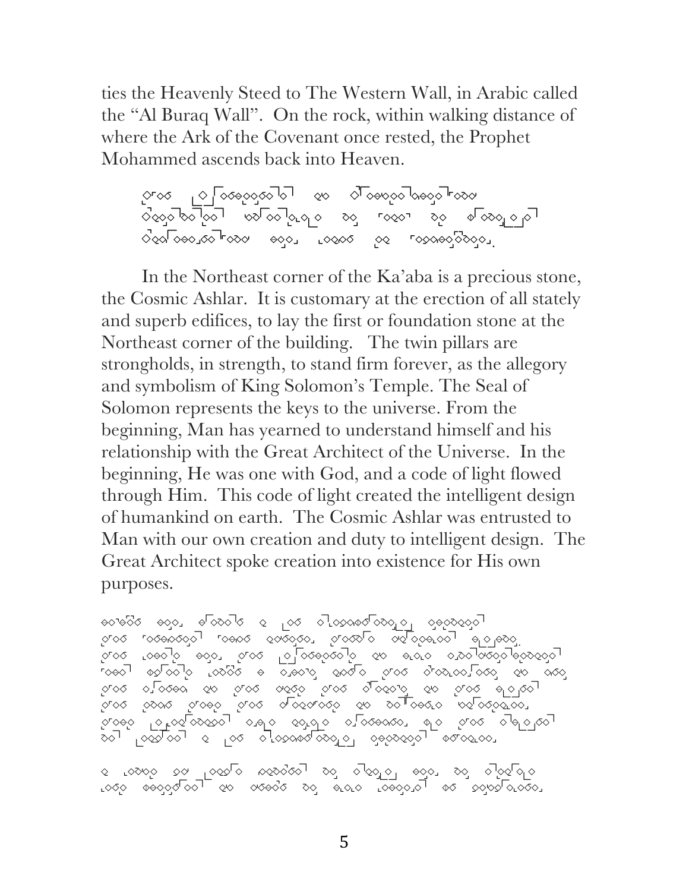ties the Heavenly Steed to The Western Wall, in Arabic called the "Al Buraq Wall". On the rock, within walking distance of where the Ark of the Covenant once rested, the Prophet Mohammed ascends back into Heaven.

In the Northeast corner of the Ka'aba is a precious stone, the Cosmic Ashlar. It is customary at the erection of all stately and superb edifices, to lay the first or foundation stone at the Northeast corner of the building. The twin pillars are strongholds, in strength, to stand firm forever, as the allegory and symbolism of King Solomon's Temple. The Seal of Solomon represents the keys to the universe. From the beginning, Man has yearned to understand himself and his relationship with the Great Architect of the Universe. In the beginning, He was one with God, and a code of light flowed through Him. This code of light created the intelligent design of humankind on earth. The Cosmic Ashlar was entrusted to Man with our own creation and duty to intelligent design. The Great Architect spoke creation into existence for His own purposes.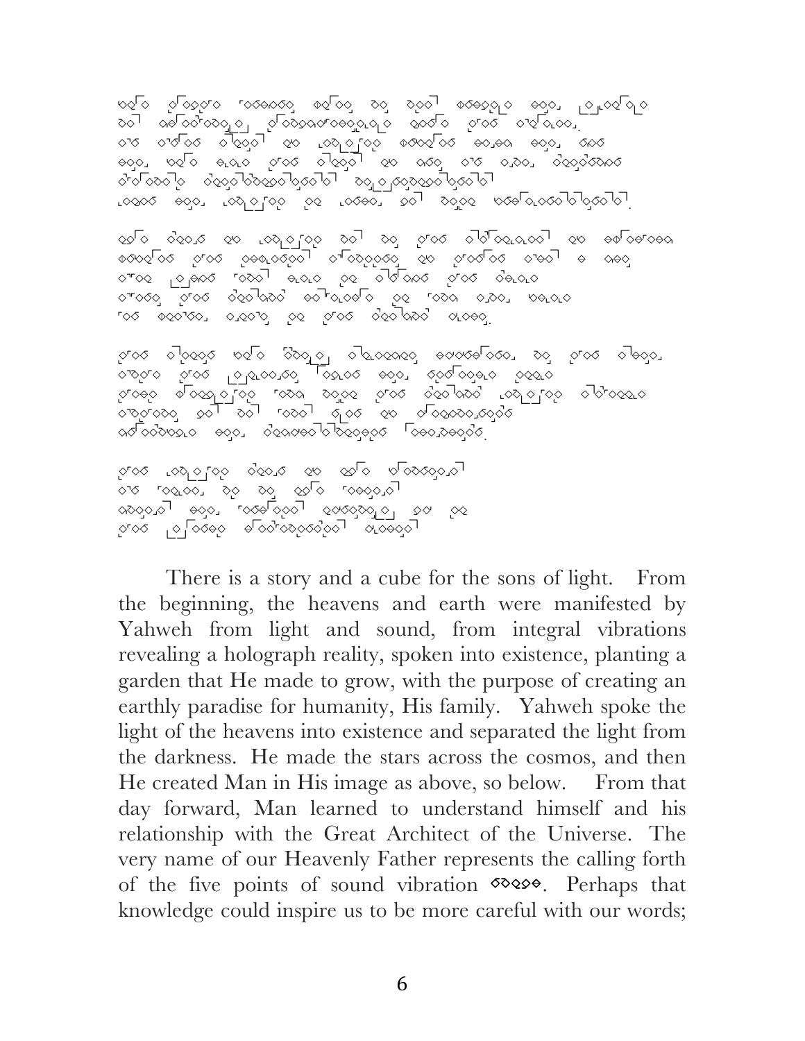There is a story and a cube for the sons of light. From the beginning, the heavens and earth were manifested by Yahweh from light and sound, from integral vibrations revealing a holograph reality, spoken into existence, planting a garden that He made to grow, with the purpose of creating an earthly paradise for humanity, His family. Yahweh spoke the light of the heavens into existence and separated the light from the darkness. He made the stars across the cosmos, and then He created Man in His image as above, so below. From that day forward, Man learned to understand himself and his relationship with the Great Architect of the Universe. The very name of our Heavenly Father represents the calling forth of the five points of sound vibration. Perhaps that knowledge could inspire us to be more careful with our words;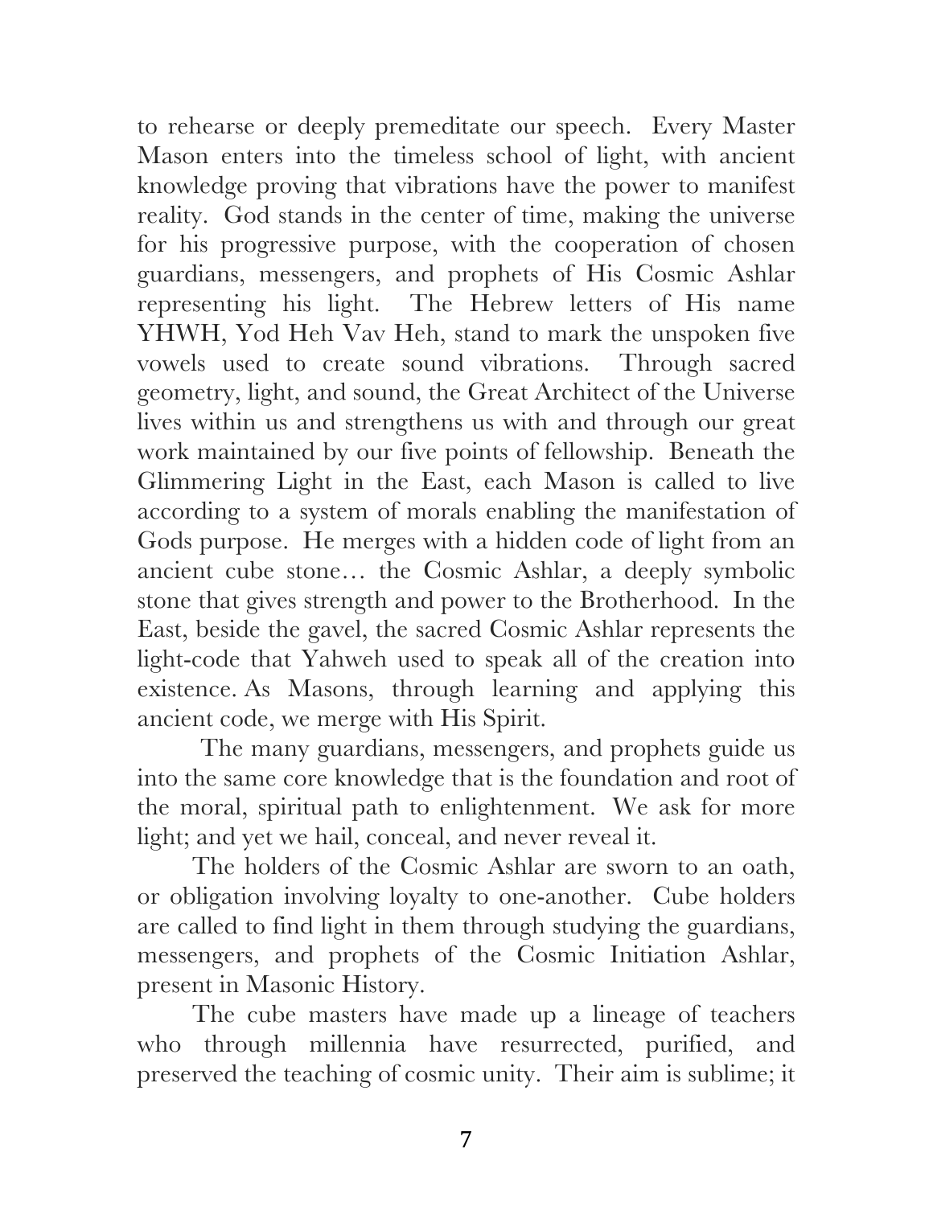to rehearse or deeply premeditate our speech. Every Master Mason enters into the timeless school of light, with ancient knowledge proving that vibrations have the power to manifest reality. God stands in the center of time, making the universe for his progressive purpose, with the cooperation of chosen guardians, messengers, and prophets of His Cosmic Ashlar representing his light. The Hebrew letters of His name YHWH, Yod Heh Vav Heh, stand to mark the unspoken five vowels used to create sound vibrations. Through sacred geometry, light, and sound, the Great Architect of the Universe lives within us and strengthens us with and through our great work maintained by our five points of fellowship. Beneath the Glimmering Light in the East, each Mason is called to live according to a system of morals enabling the manifestation of Gods purpose. He merges with a hidden code of light from an ancient cube stone… the Cosmic Ashlar, a deeply symbolic stone that gives strength and power to the Brotherhood. In the East, beside the gavel, the sacred Cosmic Ashlar represents the light-code that Yahweh used to speak all of the creation into existence. As Masons, through learning and applying this ancient code, we merge with His Spirit.

The many guardians, messengers, and prophets guide us into the same core knowledge that is the foundation and root of the moral, spiritual path to enlightenment. We ask for more light; and yet we hail, conceal, and never reveal it.

The holders of the Cosmic Ashlar are sworn to an oath, or obligation involving loyalty to one-another. Cube holders are called to find light in them through studying the guardians, messengers, and prophets of the Cosmic Initiation Ashlar, present in Masonic History.

The cube masters have made up a lineage of teachers who through millennia have resurrected, purified, and preserved the teaching of cosmic unity. Their aim is sublime; it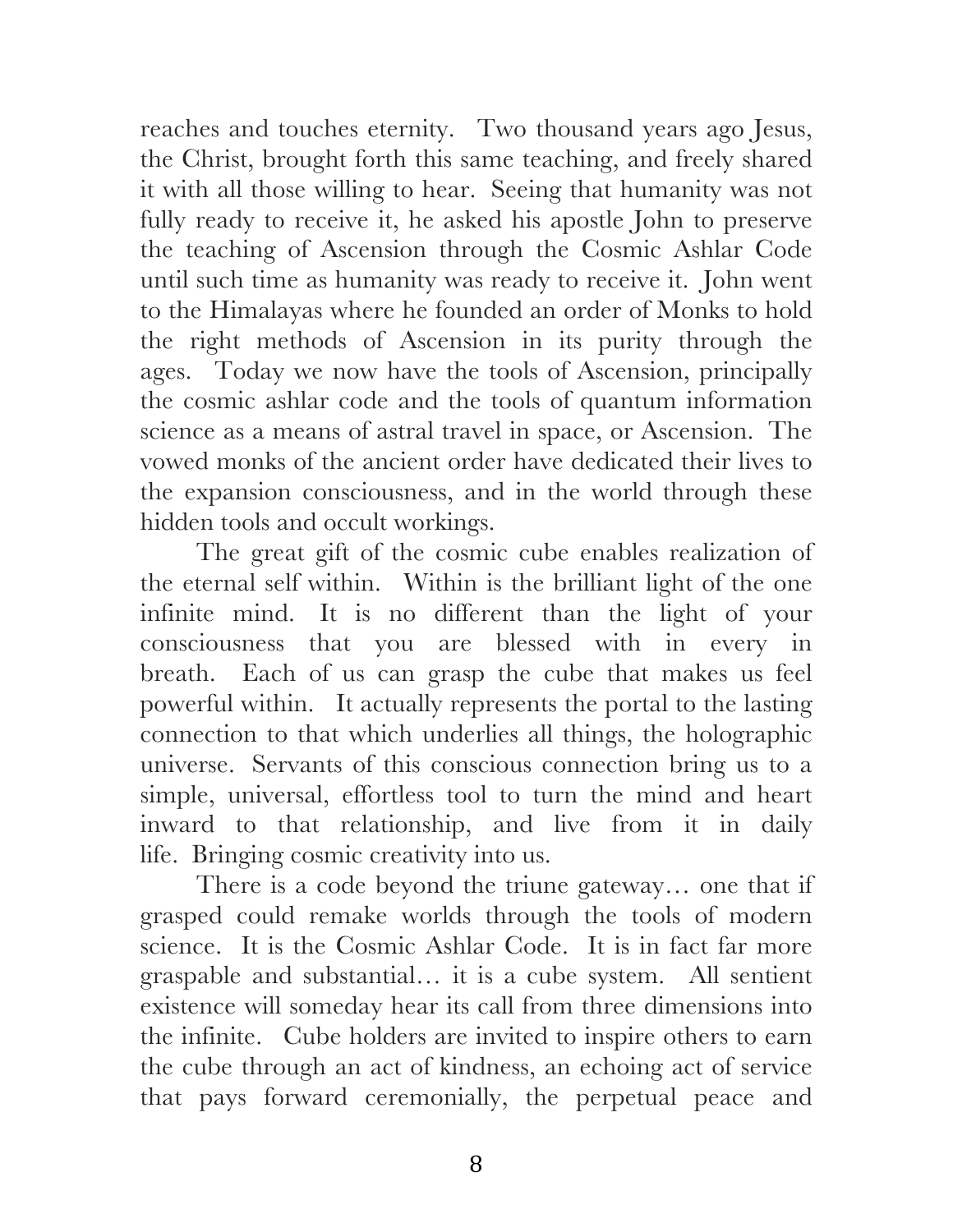reaches and touches eternity. Two thousand years ago Jesus, the Christ, brought forth this same teaching, and freely shared it with all those willing to hear. Seeing that humanity was not fully ready to receive it, he asked his apostle John to preserve the teaching of Ascension through the Cosmic Ashlar Code until such time as humanity was ready to receive it. John went to the Himalayas where he founded an order of Monks to hold the right methods of Ascension in its purity through the ages. Today we now have the tools of Ascension, principally the cosmic ashlar code and the tools of quantum information science as a means of astral travel in space, or Ascension. The vowed monks of the ancient order have dedicated their lives to the expansion consciousness, and in the world through these hidden tools and occult workings.

The great gift of the cosmic cube enables realization of the eternal self within. Within is the brilliant light of the one infinite mind. It is no different than the light of your consciousness that you are blessed with in every in breath. Each of us can grasp the cube that makes us feel powerful within. It actually represents the portal to the lasting connection to that which underlies all things, the holographic universe. Servants of this conscious connection bring us to a simple, universal, effortless tool to turn the mind and heart inward to that relationship, and live from it in daily life. Bringing cosmic creativity into us.

There is a code beyond the triune gateway… one that if grasped could remake worlds through the tools of modern science. It is the Cosmic Ashlar Code. It is in fact far more graspable and substantial… it is a cube system. All sentient existence will someday hear its call from three dimensions into the infinite. Cube holders are invited to inspire others to earn the cube through an act of kindness, an echoing act of service that pays forward ceremonially, the perpetual peace and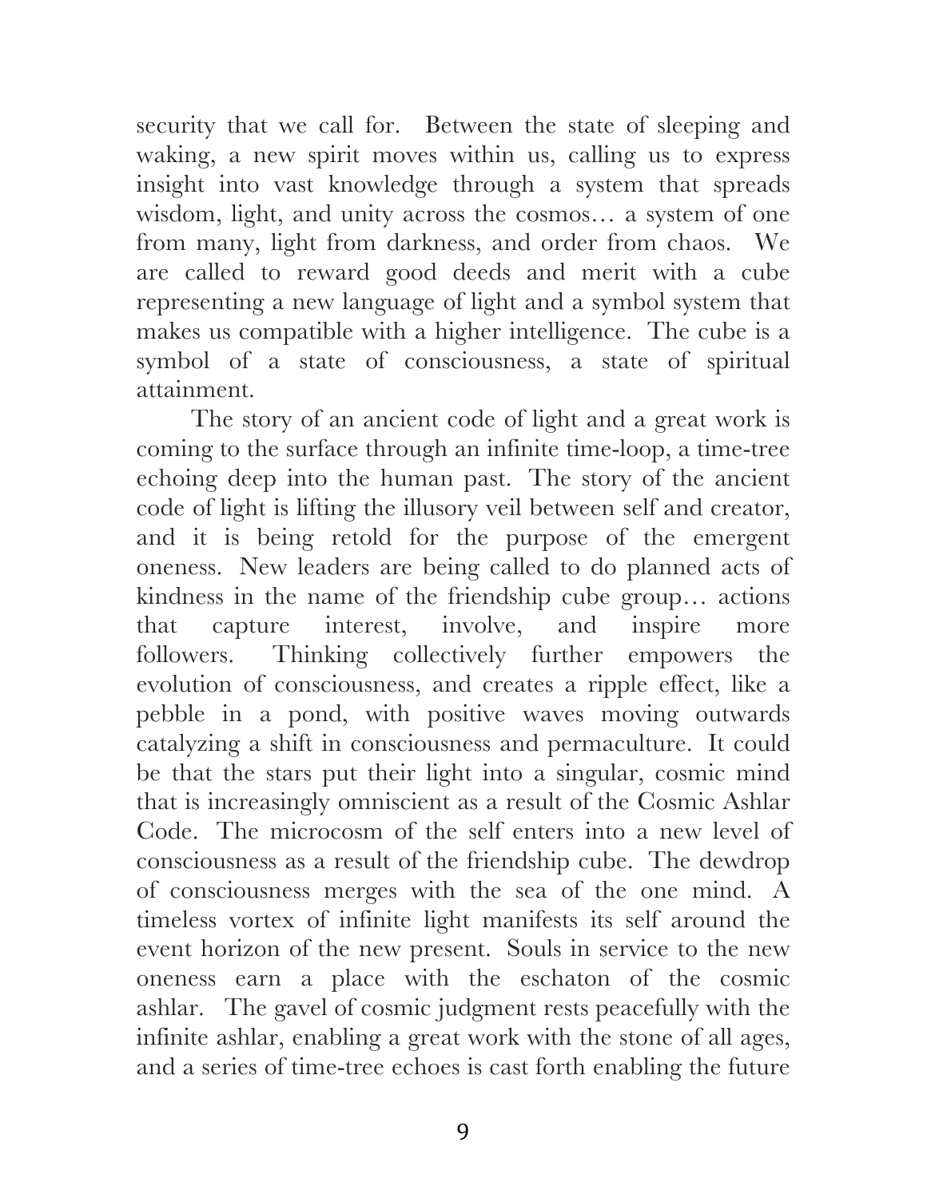security that we call for. Between the state of sleeping and waking, a new spirit moves within us, calling us to express insight into vast knowledge through a system that spreads wisdom, light, and unity across the cosmos… a system of one from many, light from darkness, and order from chaos. We are called to reward good deeds and merit with a cube representing a new language of light and a symbol system that makes us compatible with a higher intelligence. The cube is a symbol of a state of consciousness, a state of spiritual attainment.

The story of an ancient code of light and a great work is coming to the surface through an infinite time-loop, a time-tree echoing deep into the human past. The story of the ancient code of light is lifting the illusory veil between self and creator, and it is being retold for the purpose of the emergent oneness. New leaders are being called to do planned acts of kindness in the name of the friendship cube group… actions that capture interest, involve, and inspire more followers. Thinking collectively further empowers the evolution of consciousness, and creates a ripple effect, like a pebble in a pond, with positive waves moving outwards catalyzing a shift in consciousness and permaculture. It could be that the stars put their light into a singular, cosmic mind that is increasingly omniscient as a result of the Cosmic Ashlar Code. The microcosm of the self enters into a new level of consciousness as a result of the friendship cube. The dewdrop of consciousness merges with the sea of the one mind. A timeless vortex of infinite light manifests its self around the event horizon of the new present. Souls in service to the new oneness earn a place with the eschaton of the cosmic ashlar. The gavel of cosmic judgment rests peacefully with the infinite ashlar, enabling a great work with the stone of all ages, and a series of time-tree echoes is cast forth enabling the future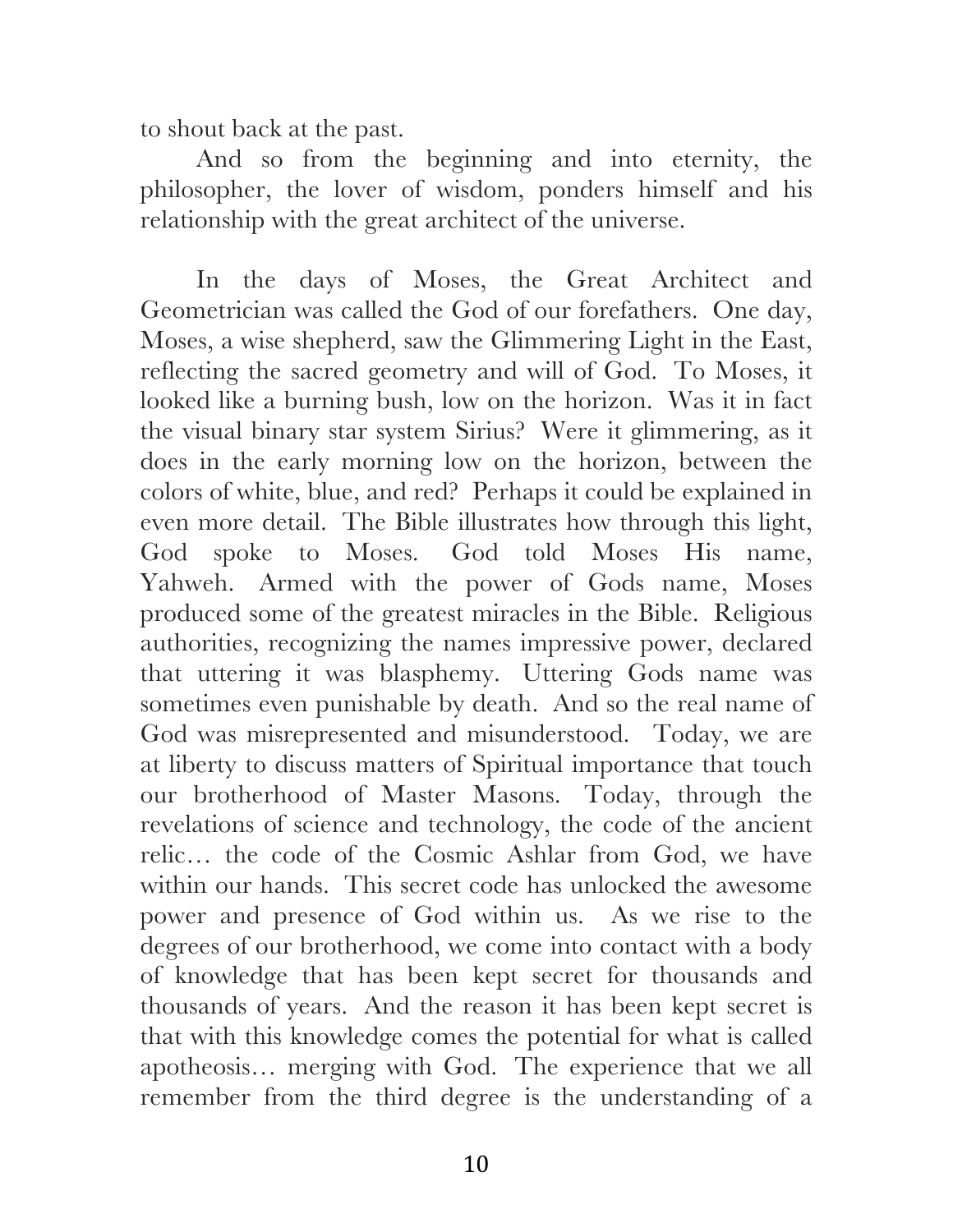to shout back at the past.

And so from the beginning and into eternity, the philosopher, the lover of wisdom, ponders himself and his relationship with the great architect of the universe.

In the days of Moses, the Great Architect and Geometrician was called the God of our forefathers. One day, Moses, a wise shepherd, saw the Glimmering Light in the East, reflecting the sacred geometry and will of God. To Moses, it looked like a burning bush, low on the horizon. Was it in fact the visual binary star system Sirius? Were it glimmering, as it does in the early morning low on the horizon, between the colors of white, blue, and red? Perhaps it could be explained in even more detail. The Bible illustrates how through this light, God spoke to Moses. God told Moses His name, Yahweh. Armed with the power of Gods name, Moses produced some of the greatest miracles in the Bible. Religious authorities, recognizing the names impressive power, declared that uttering it was blasphemy. Uttering Gods name was sometimes even punishable by death. And so the real name of God was misrepresented and misunderstood. Today, we are at liberty to discuss matters of Spiritual importance that touch our brotherhood of Master Masons. Today, through the revelations of science and technology, the code of the ancient relic… the code of the Cosmic Ashlar from God, we have within our hands. This secret code has unlocked the awesome power and presence of God within us. As we rise to the degrees of our brotherhood, we come into contact with a body of knowledge that has been kept secret for thousands and thousands of years. And the reason it has been kept secret is that with this knowledge comes the potential for what is called apotheosis… merging with God. The experience that we all remember from the third degree is the understanding of a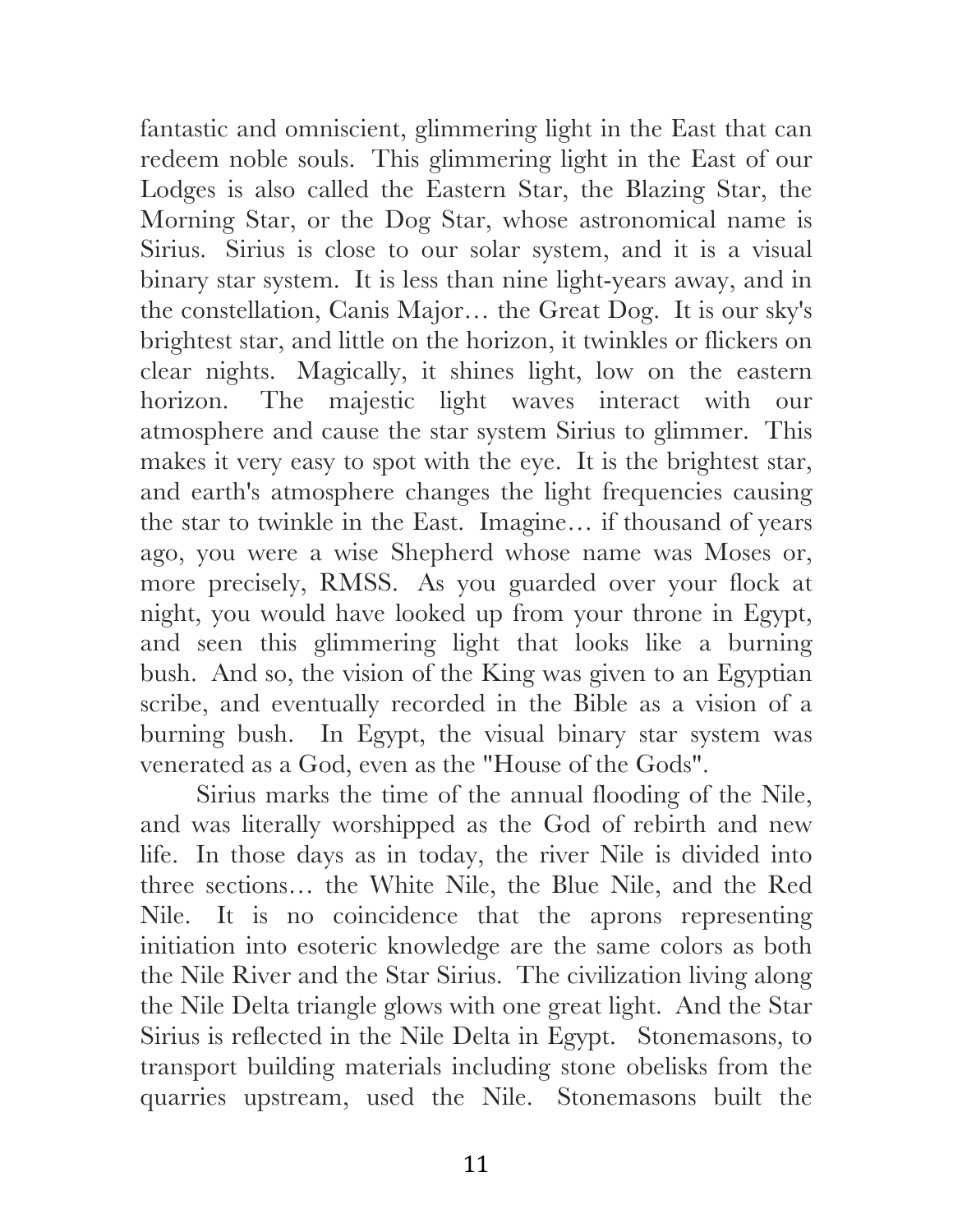fantastic and omniscient, glimmering light in the East that can redeem noble souls. This glimmering light in the East of our Lodges is also called the Eastern Star, the Blazing Star, the Morning Star, or the Dog Star, whose astronomical name is Sirius. Sirius is close to our solar system, and it is a visual binary star system. It is less than nine light-years away, and in the constellation, Canis Major… the Great Dog. It is our sky's brightest star, and little on the horizon, it twinkles or flickers on clear nights. Magically, it shines light, low on the eastern horizon. The majestic light waves interact with our atmosphere and cause the star system Sirius to glimmer. This makes it very easy to spot with the eye. It is the brightest star, and earth's atmosphere changes the light frequencies causing the star to twinkle in the East. Imagine… if thousand of years ago, you were a wise Shepherd whose name was Moses or, more precisely, RMSS. As you guarded over your flock at night, you would have looked up from your throne in Egypt, and seen this glimmering light that looks like a burning bush. And so, the vision of the King was given to an Egyptian scribe, and eventually recorded in the Bible as a vision of a burning bush. In Egypt, the visual binary star system was venerated as a God, even as the "House of the Gods".

Sirius marks the time of the annual flooding of the Nile, and was literally worshipped as the God of rebirth and new life. In those days as in today, the river Nile is divided into three sections… the White Nile, the Blue Nile, and the Red Nile. It is no coincidence that the aprons representing initiation into esoteric knowledge are the same colors as both the Nile River and the Star Sirius. The civilization living along the Nile Delta triangle glows with one great light. And the Star Sirius is reflected in the Nile Delta in Egypt. Stonemasons, to transport building materials including stone obelisks from the quarries upstream, used the Nile. Stonemasons built the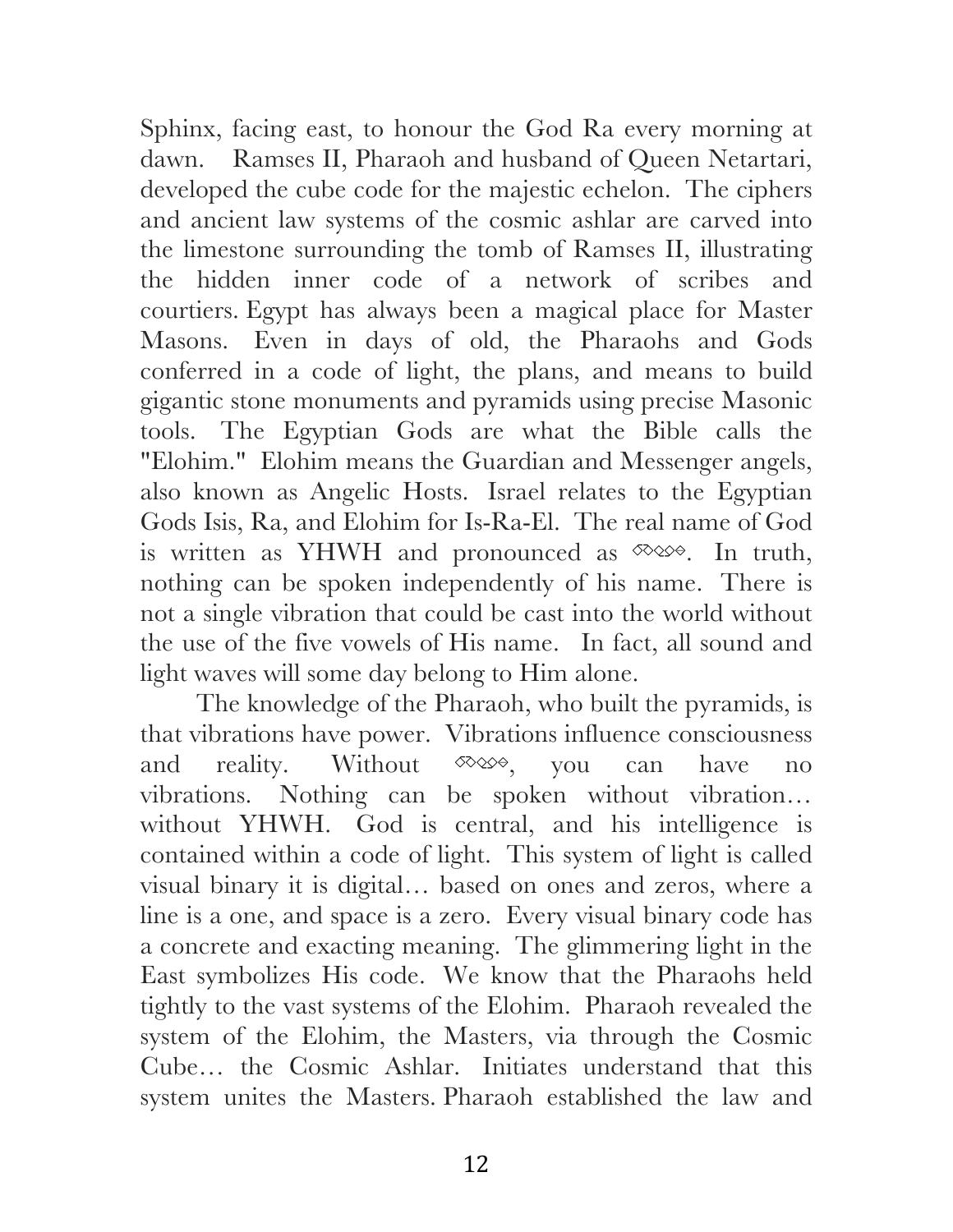Sphinx, facing east, to honour the God Ra every morning at dawn. Ramses II, Pharaoh and husband of Queen Netartari, developed the cube code for the majestic echelon. The ciphers and ancient law systems of the cosmic ashlar are carved into the limestone surrounding the tomb of Ramses II, illustrating the hidden inner code of a network of scribes and courtiers. Egypt has always been a magical place for Master Masons. Even in days of old, the Pharaohs and Gods conferred in a code of light, the plans, and means to build gigantic stone monuments and pyramids using precise Masonic tools. The Egyptian Gods are what the Bible calls the "Elohim." Elohim means the Guardian and Messenger angels, also known as Angelic Hosts. Israel relates to the Egyptian Gods Isis, Ra, and Elohim for Is-Ra-El. The real name of God is written as YHWH and pronounced as ◇◇◇◇. In truth, nothing can be spoken independently of his name. There is not a single vibration that could be cast into the world without the use of the five vowels of His name. In fact, all sound and light waves will some day belong to Him alone.

The knowledge of the Pharaoh, who built the pyramids, is that vibrations have power. Vibrations influence consciousness and reality. Without ◇◇◇◇, you can have no vibrations. Nothing can be spoken without vibration… without YHWH. God is central, and his intelligence is contained within a code of light. This system of light is called visual binary it is digital… based on ones and zeros, where a line is a one, and space is a zero. Every visual binary code has a concrete and exacting meaning. The glimmering light in the East symbolizes His code. We know that the Pharaohs held tightly to the vast systems of the Elohim. Pharaoh revealed the system of the Elohim, the Masters, via through the Cosmic Cube… the Cosmic Ashlar. Initiates understand that this system unites the Masters. Pharaoh established the law and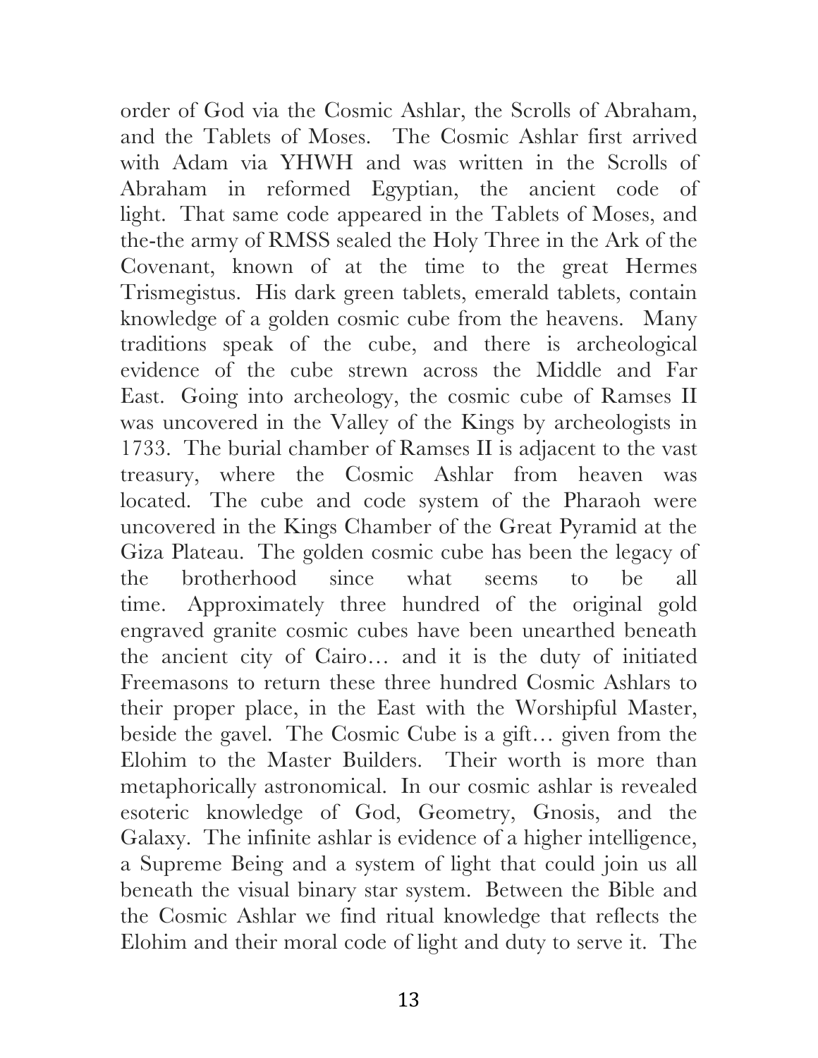order of God via the Cosmic Ashlar, the Scrolls of Abraham, and the Tablets of Moses. The Cosmic Ashlar first arrived with Adam via YHWH and was written in the Scrolls of Abraham in reformed Egyptian, the ancient code of light. That same code appeared in the Tablets of Moses, and the-the army of RMSS sealed the Holy Three in the Ark of the Covenant, known of at the time to the great Hermes Trismegistus. His dark green tablets, emerald tablets, contain knowledge of a golden cosmic cube from the heavens. Many traditions speak of the cube, and there is archeological evidence of the cube strewn across the Middle and Far East. Going into archeology, the cosmic cube of Ramses II was uncovered in the Valley of the Kings by archeologists in 1733. The burial chamber of Ramses II is adjacent to the vast treasury, where the Cosmic Ashlar from heaven was located. The cube and code system of the Pharaoh were uncovered in the Kings Chamber of the Great Pyramid at the Giza Plateau. The golden cosmic cube has been the legacy of the brotherhood since what seems to be all time. Approximately three hundred of the original gold engraved granite cosmic cubes have been unearthed beneath the ancient city of Cairo… and it is the duty of initiated Freemasons to return these three hundred Cosmic Ashlars to their proper place, in the East with the Worshipful Master, beside the gavel. The Cosmic Cube is a gift… given from the Elohim to the Master Builders. Their worth is more than metaphorically astronomical. In our cosmic ashlar is revealed esoteric knowledge of God, Geometry, Gnosis, and the Galaxy. The infinite ashlar is evidence of a higher intelligence, a Supreme Being and a system of light that could join us all beneath the visual binary star system. Between the Bible and the Cosmic Ashlar we find ritual knowledge that reflects the Elohim and their moral code of light and duty to serve it. The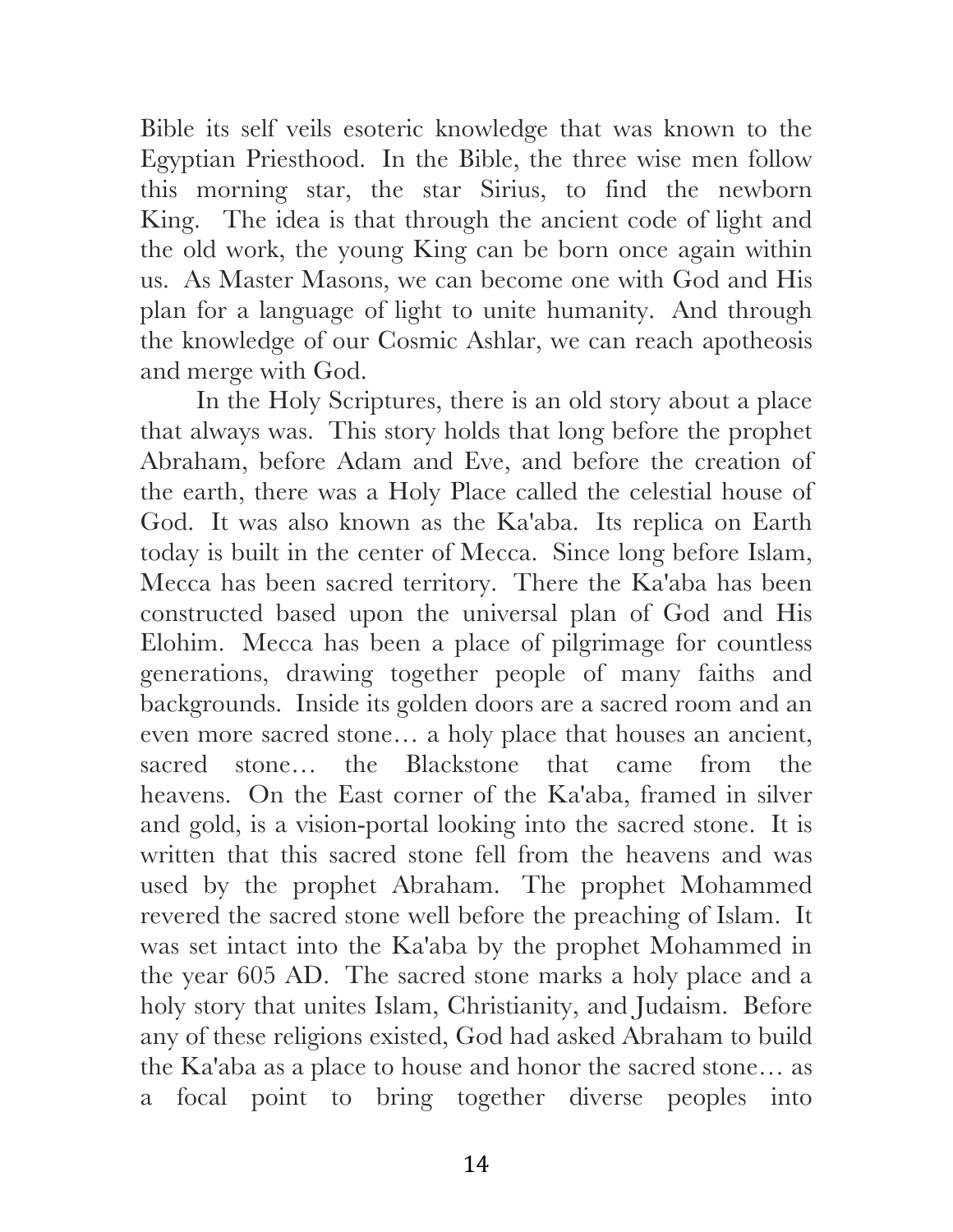Bible its self veils esoteric knowledge that was known to the Egyptian Priesthood. In the Bible, the three wise men follow this morning star, the star Sirius, to find the newborn King. The idea is that through the ancient code of light and the old work, the young King can be born once again within us. As Master Masons, we can become one with God and His plan for a language of light to unite humanity. And through the knowledge of our Cosmic Ashlar, we can reach apotheosis and merge with God.

In the Holy Scriptures, there is an old story about a place that always was. This story holds that long before the prophet Abraham, before Adam and Eve, and before the creation of the earth, there was a Holy Place called the celestial house of God. It was also known as the Ka'aba. Its replica on Earth today is built in the center of Mecca. Since long before Islam, Mecca has been sacred territory. There the Ka'aba has been constructed based upon the universal plan of God and His Elohim. Mecca has been a place of pilgrimage for countless generations, drawing together people of many faiths and backgrounds. Inside its golden doors are a sacred room and an even more sacred stone… a holy place that houses an ancient, sacred stone… the Blackstone that came from the heavens. On the East corner of the Ka'aba, framed in silver and gold, is a vision-portal looking into the sacred stone. It is written that this sacred stone fell from the heavens and was used by the prophet Abraham. The prophet Mohammed revered the sacred stone well before the preaching of Islam. It was set intact into the Ka'aba by the prophet Mohammed in the year 605 AD. The sacred stone marks a holy place and a holy story that unites Islam, Christianity, and Judaism. Before any of these religions existed, God had asked Abraham to build the Ka'aba as a place to house and honor the sacred stone… as a focal point to bring together diverse peoples into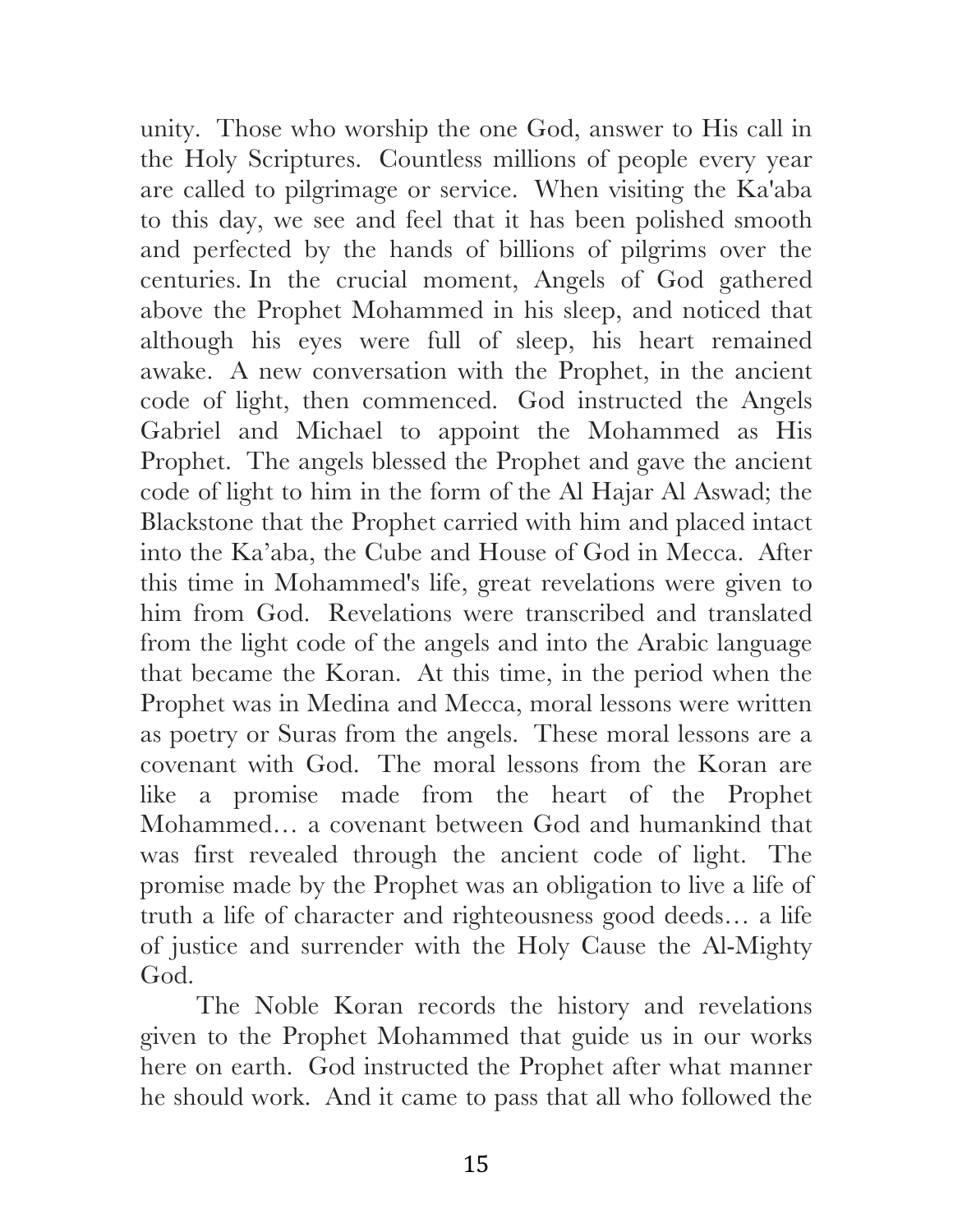unity. Those who worship the one God, answer to His call in the Holy Scriptures. Countless millions of people every year are called to pilgrimage or service. When visiting the Ka'aba to this day, we see and feel that it has been polished smooth and perfected by the hands of billions of pilgrims over the centuries. In the crucial moment, Angels of God gathered above the Prophet Mohammed in his sleep, and noticed that although his eyes were full of sleep, his heart remained awake. A new conversation with the Prophet, in the ancient code of light, then commenced. God instructed the Angels Gabriel and Michael to appoint the Mohammed as His Prophet. The angels blessed the Prophet and gave the ancient code of light to him in the form of the Al Hajar Al Aswad; the Blackstone that the Prophet carried with him and placed intact into the Ka'aba, the Cube and House of God in Mecca. After this time in Mohammed's life, great revelations were given to him from God. Revelations were transcribed and translated from the light code of the angels and into the Arabic language that became the Koran. At this time, in the period when the Prophet was in Medina and Mecca, moral lessons were written as poetry or Suras from the angels. These moral lessons are a covenant with God. The moral lessons from the Koran are like a promise made from the heart of the Prophet Mohammed… a covenant between God and humankind that was first revealed through the ancient code of light. The promise made by the Prophet was an obligation to live a life of truth a life of character and righteousness good deeds… a life of justice and surrender with the Holy Cause the Al-Mighty God.

The Noble Koran records the history and revelations given to the Prophet Mohammed that guide us in our works here on earth. God instructed the Prophet after what manner he should work. And it came to pass that all who followed the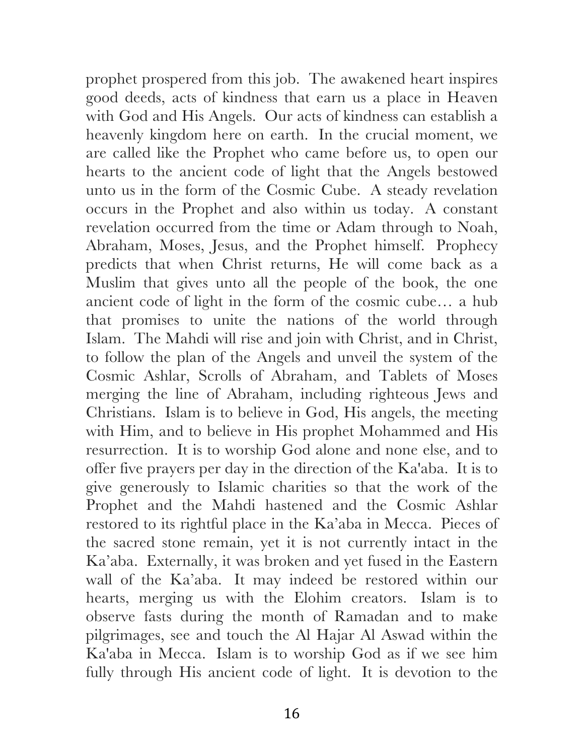prophet prospered from this job. The awakened heart inspires good deeds, acts of kindness that earn us a place in Heaven with God and His Angels. Our acts of kindness can establish a heavenly kingdom here on earth. In the crucial moment, we are called like the Prophet who came before us, to open our hearts to the ancient code of light that the Angels bestowed unto us in the form of the Cosmic Cube. A steady revelation occurs in the Prophet and also within us today. A constant revelation occurred from the time or Adam through to Noah, Abraham, Moses, Jesus, and the Prophet himself. Prophecy predicts that when Christ returns, He will come back as a Muslim that gives unto all the people of the book, the one ancient code of light in the form of the cosmic cube… a hub that promises to unite the nations of the world through Islam. The Mahdi will rise and join with Christ, and in Christ, to follow the plan of the Angels and unveil the system of the Cosmic Ashlar, Scrolls of Abraham, and Tablets of Moses merging the line of Abraham, including righteous Jews and Christians. Islam is to believe in God, His angels, the meeting with Him, and to believe in His prophet Mohammed and His resurrection. It is to worship God alone and none else, and to offer five prayers per day in the direction of the Ka'aba. It is to give generously to Islamic charities so that the work of the Prophet and the Mahdi hastened and the Cosmic Ashlar restored to its rightful place in the Ka'aba in Mecca. Pieces of the sacred stone remain, yet it is not currently intact in the Ka'aba. Externally, it was broken and yet fused in the Eastern wall of the Ka'aba. It may indeed be restored within our hearts, merging us with the Elohim creators. Islam is to observe fasts during the month of Ramadan and to make pilgrimages, see and touch the Al Hajar Al Aswad within the Ka'aba in Mecca. Islam is to worship God as if we see him fully through His ancient code of light. It is devotion to the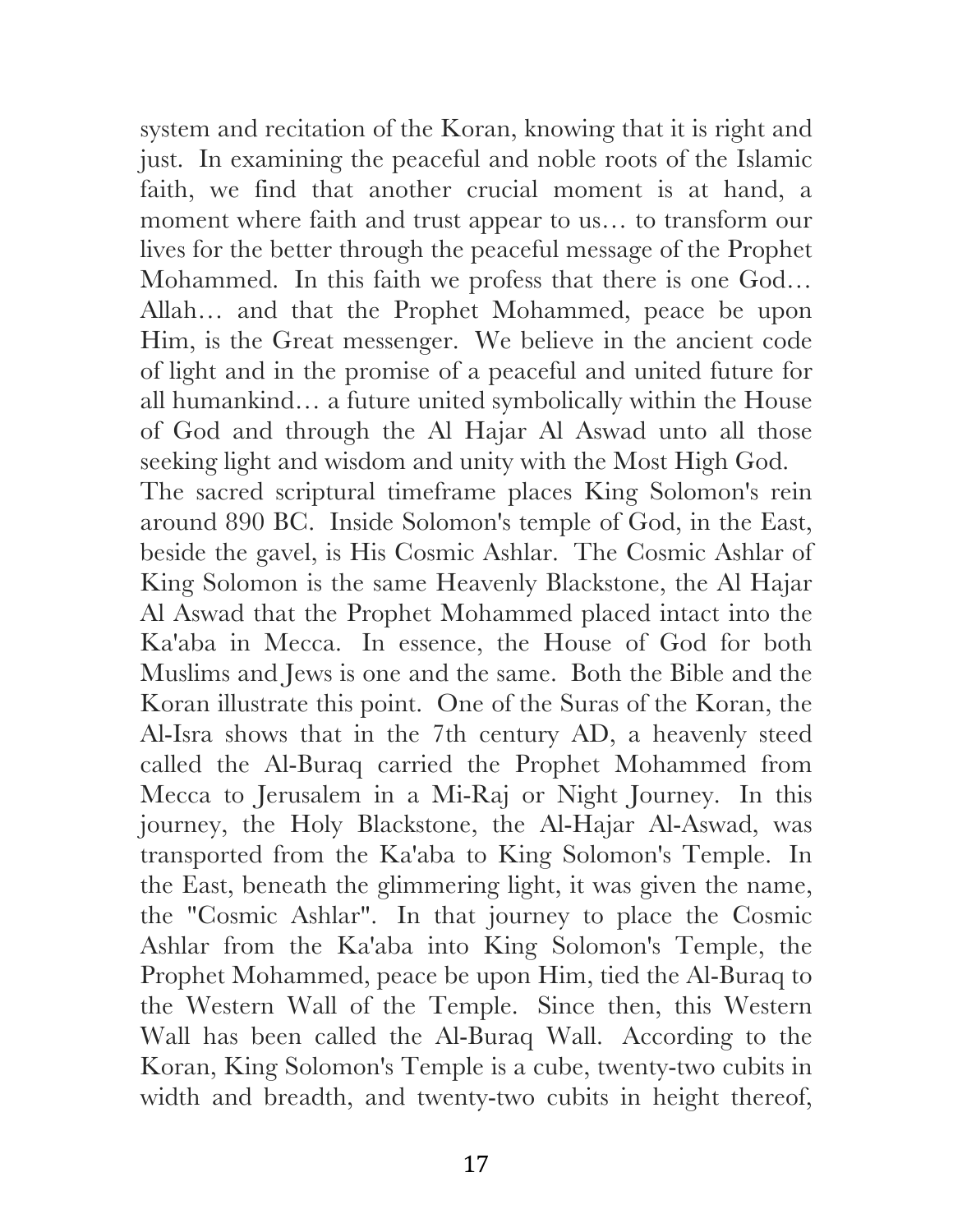system and recitation of the Koran, knowing that it is right and just. In examining the peaceful and noble roots of the Islamic faith, we find that another crucial moment is at hand, a moment where faith and trust appear to us… to transform our lives for the better through the peaceful message of the Prophet Mohammed. In this faith we profess that there is one God… Allah… and that the Prophet Mohammed, peace be upon Him, is the Great messenger. We believe in the ancient code of light and in the promise of a peaceful and united future for all humankind… a future united symbolically within the House of God and through the Al Hajar Al Aswad unto all those seeking light and wisdom and unity with the Most High God.

The sacred scriptural timeframe places King Solomon's rein around 890 BC. Inside Solomon's temple of God, in the East, beside the gavel, is His Cosmic Ashlar. The Cosmic Ashlar of King Solomon is the same Heavenly Blackstone, the Al Hajar Al Aswad that the Prophet Mohammed placed intact into the Ka'aba in Mecca. In essence, the House of God for both Muslims and Jews is one and the same. Both the Bible and the Koran illustrate this point. One of the Suras of the Koran, the Al-Isra shows that in the 7th century AD, a heavenly steed called the Al-Buraq carried the Prophet Mohammed from Mecca to Jerusalem in a Mi-Raj or Night Journey. In this journey, the Holy Blackstone, the Al-Hajar Al-Aswad, was transported from the Ka'aba to King Solomon's Temple. In the East, beneath the glimmering light, it was given the name, the "Cosmic Ashlar". In that journey to place the Cosmic Ashlar from the Ka'aba into King Solomon's Temple, the Prophet Mohammed, peace be upon Him, tied the Al-Buraq to the Western Wall of the Temple. Since then, this Western Wall has been called the Al-Buraq Wall. According to the Koran, King Solomon's Temple is a cube, twenty-two cubits in width and breadth, and twenty-two cubits in height thereof,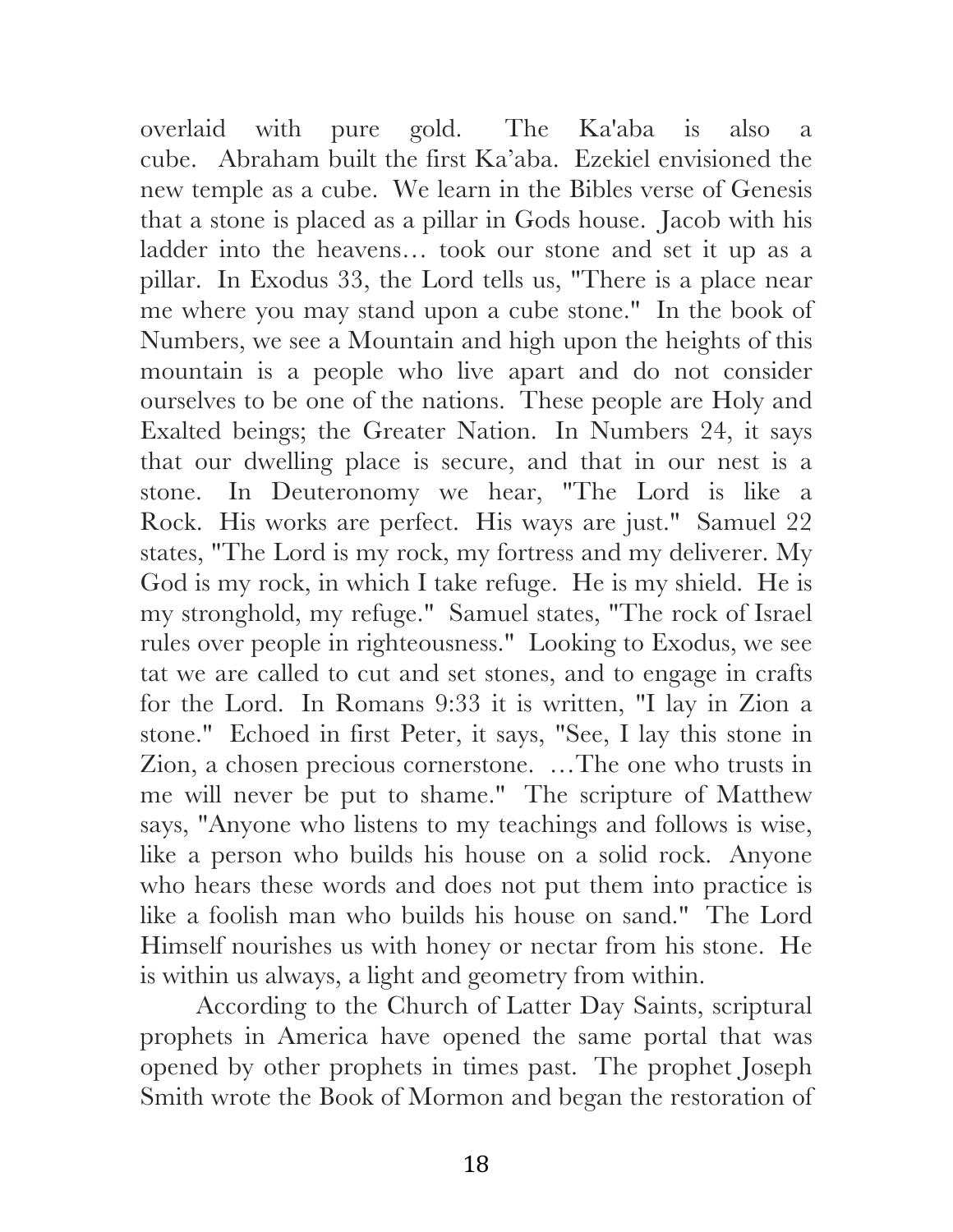overlaid with pure gold. The Ka'aba is also a cube. Abraham built the first Ka'aba. Ezekiel envisioned the new temple as a cube. We learn in the Bibles verse of Genesis that a stone is placed as a pillar in Gods house. Jacob with his ladder into the heavens… took our stone and set it up as a pillar. In Exodus 33, the Lord tells us, "There is a place near me where you may stand upon a cube stone." In the book of Numbers, we see a Mountain and high upon the heights of this mountain is a people who live apart and do not consider ourselves to be one of the nations. These people are Holy and Exalted beings; the Greater Nation. In Numbers 24, it says that our dwelling place is secure, and that in our nest is a stone. In Deuteronomy we hear, "The Lord is like a Rock. His works are perfect. His ways are just." Samuel 22 states, "The Lord is my rock, my fortress and my deliverer. My God is my rock, in which I take refuge. He is my shield. He is my stronghold, my refuge." Samuel states, "The rock of Israel rules over people in righteousness." Looking to Exodus, we see tat we are called to cut and set stones, and to engage in crafts for the Lord. In Romans 9:33 it is written, "I lay in Zion a stone." Echoed in first Peter, it says, "See, I lay this stone in Zion, a chosen precious cornerstone. …The one who trusts in me will never be put to shame." The scripture of Matthew says, "Anyone who listens to my teachings and follows is wise, like a person who builds his house on a solid rock. Anyone who hears these words and does not put them into practice is like a foolish man who builds his house on sand." The Lord Himself nourishes us with honey or nectar from his stone. He is within us always, a light and geometry from within.

According to the Church of Latter Day Saints, scriptural prophets in America have opened the same portal that was opened by other prophets in times past. The prophet Joseph Smith wrote the Book of Mormon and began the restoration of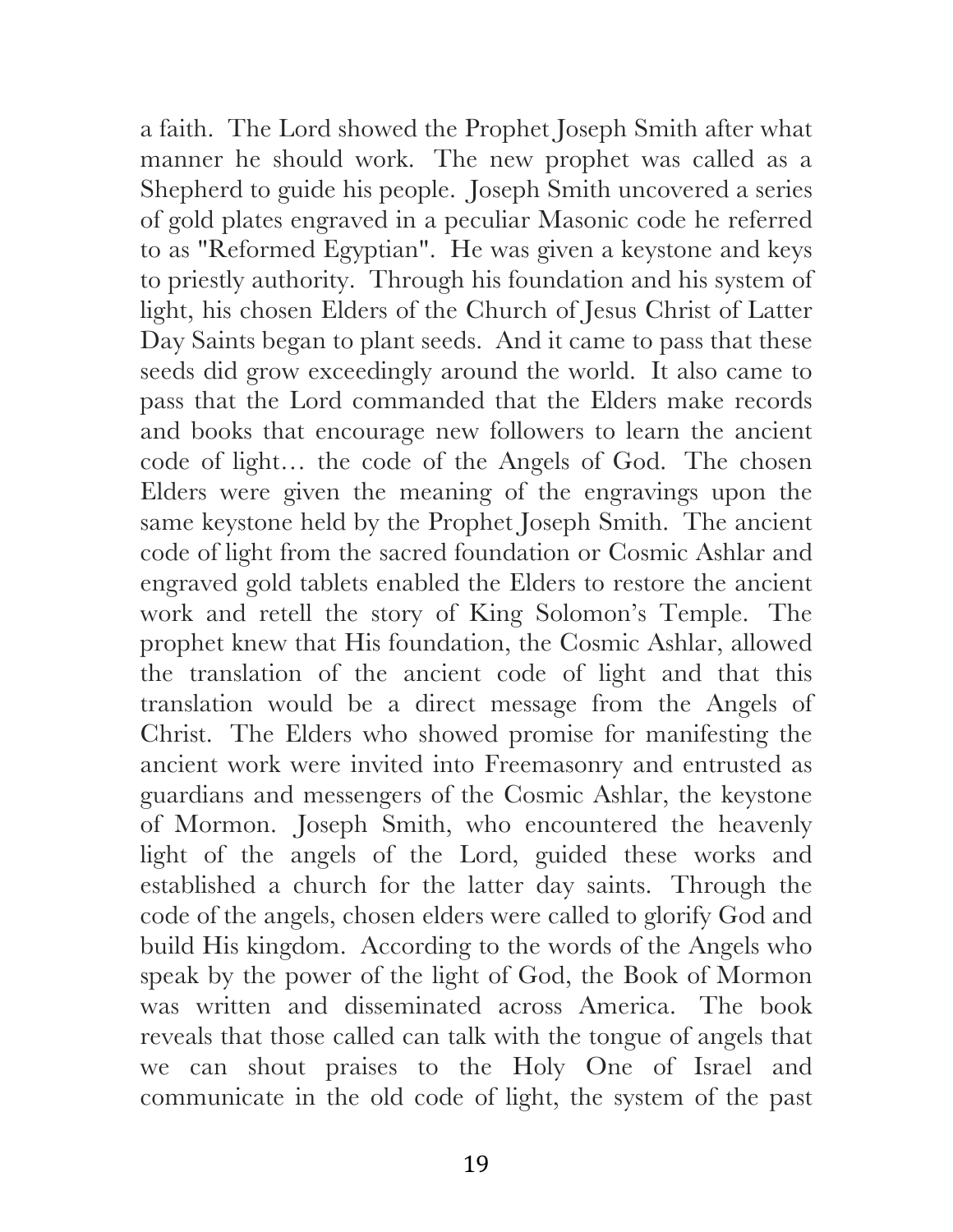a faith. The Lord showed the Prophet Joseph Smith after what manner he should work. The new prophet was called as a Shepherd to guide his people. Joseph Smith uncovered a series of gold plates engraved in a peculiar Masonic code he referred to as "Reformed Egyptian". He was given a keystone and keys to priestly authority. Through his foundation and his system of light, his chosen Elders of the Church of Jesus Christ of Latter Day Saints began to plant seeds. And it came to pass that these seeds did grow exceedingly around the world. It also came to pass that the Lord commanded that the Elders make records and books that encourage new followers to learn the ancient code of light… the code of the Angels of God. The chosen Elders were given the meaning of the engravings upon the same keystone held by the Prophet Joseph Smith. The ancient code of light from the sacred foundation or Cosmic Ashlar and engraved gold tablets enabled the Elders to restore the ancient work and retell the story of King Solomon's Temple. The prophet knew that His foundation, the Cosmic Ashlar, allowed the translation of the ancient code of light and that this translation would be a direct message from the Angels of Christ. The Elders who showed promise for manifesting the ancient work were invited into Freemasonry and entrusted as guardians and messengers of the Cosmic Ashlar, the keystone of Mormon. Joseph Smith, who encountered the heavenly light of the angels of the Lord, guided these works and established a church for the latter day saints. Through the code of the angels, chosen elders were called to glorify God and build His kingdom. According to the words of the Angels who speak by the power of the light of God, the Book of Mormon was written and disseminated across America. The book reveals that those called can talk with the tongue of angels that we can shout praises to the Holy One of Israel and communicate in the old code of light, the system of the past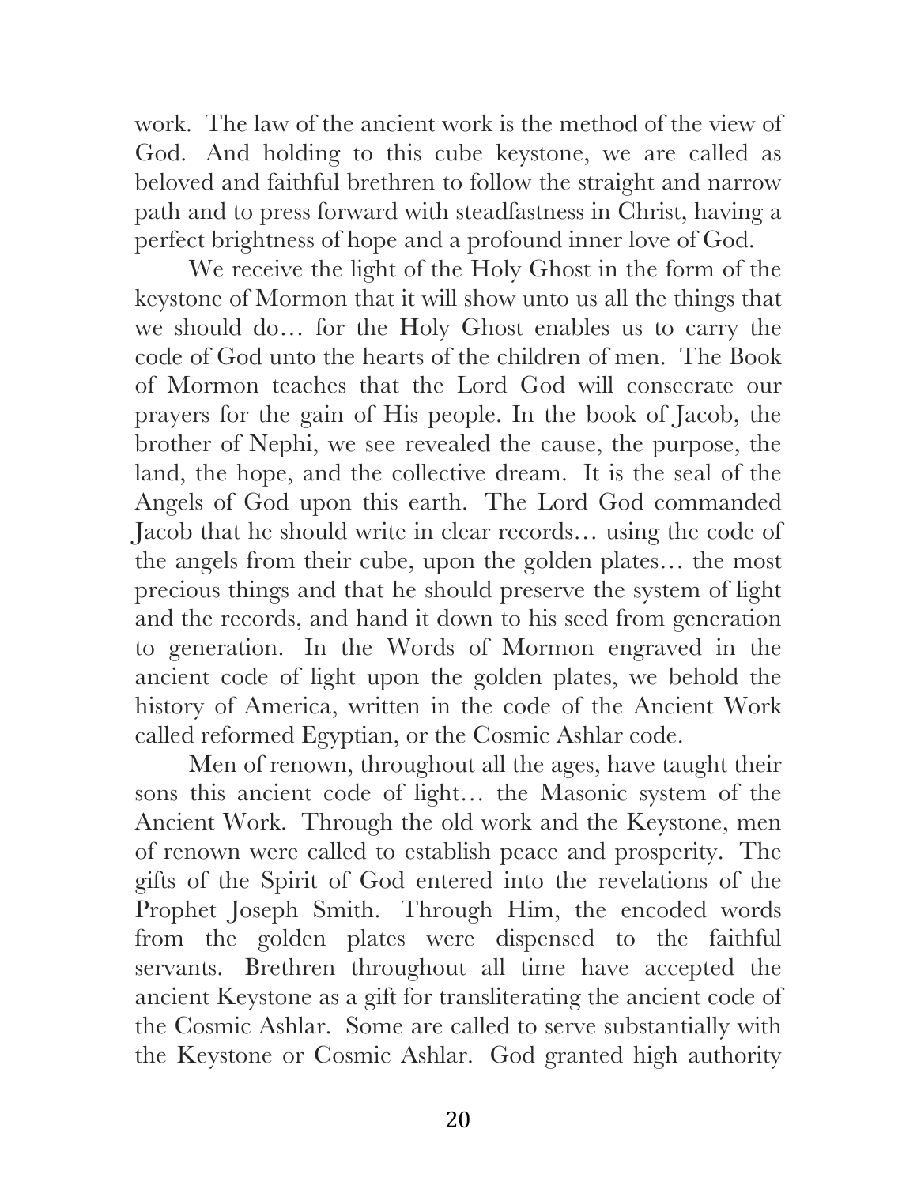work. The law of the ancient work is the method of the view of God. And holding to this cube keystone, we are called as beloved and faithful brethren to follow the straight and narrow path and to press forward with steadfastness in Christ, having a perfect brightness of hope and a profound inner love of God.

We receive the light of the Holy Ghost in the form of the keystone of Mormon that it will show unto us all the things that we should do… for the Holy Ghost enables us to carry the code of God unto the hearts of the children of men. The Book of Mormon teaches that the Lord God will consecrate our prayers for the gain of His people. In the book of Jacob, the brother of Nephi, we see revealed the cause, the purpose, the land, the hope, and the collective dream. It is the seal of the Angels of God upon this earth. The Lord God commanded Jacob that he should write in clear records… using the code of the angels from their cube, upon the golden plates… the most precious things and that he should preserve the system of light and the records, and hand it down to his seed from generation to generation. In the Words of Mormon engraved in the ancient code of light upon the golden plates, we behold the history of America, written in the code of the Ancient Work called reformed Egyptian, or the Cosmic Ashlar code.

Men of renown, throughout all the ages, have taught their sons this ancient code of light… the Masonic system of the Ancient Work. Through the old work and the Keystone, men of renown were called to establish peace and prosperity. The gifts of the Spirit of God entered into the revelations of the Prophet Joseph Smith. Through Him, the encoded words from the golden plates were dispensed to the faithful servants. Brethren throughout all time have accepted the ancient Keystone as a gift for transliterating the ancient code of the Cosmic Ashlar. Some are called to serve substantially with the Keystone or Cosmic Ashlar. God granted high authority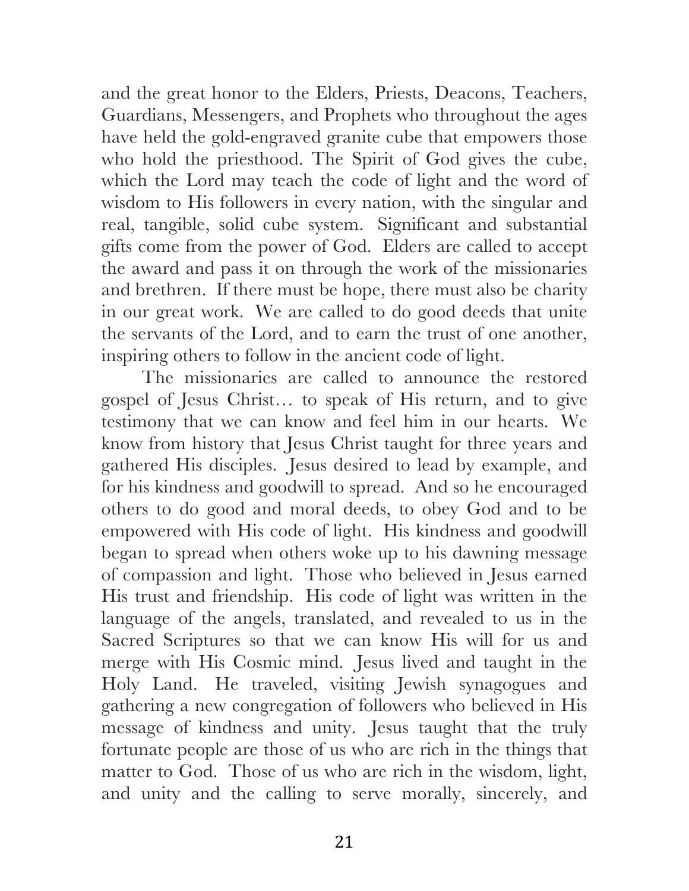and the great honor to the Elders, Priests, Deacons, Teachers, Guardians, Messengers, and Prophets who throughout the ages have held the gold-engraved granite cube that empowers those who hold the priesthood. The Spirit of God gives the cube, which the Lord may teach the code of light and the word of wisdom to His followers in every nation, with the singular and real, tangible, solid cube system. Significant and substantial gifts come from the power of God. Elders are called to accept the award and pass it on through the work of the missionaries and brethren. If there must be hope, there must also be charity in our great work. We are called to do good deeds that unite the servants of the Lord, and to earn the trust of one another, inspiring others to follow in the ancient code of light.

The missionaries are called to announce the restored gospel of Jesus Christ… to speak of His return, and to give testimony that we can know and feel him in our hearts. We know from history that Jesus Christ taught for three years and gathered His disciples. Jesus desired to lead by example, and for his kindness and goodwill to spread. And so he encouraged others to do good and moral deeds, to obey God and to be empowered with His code of light. His kindness and goodwill began to spread when others woke up to his dawning message of compassion and light. Those who believed in Jesus earned His trust and friendship. His code of light was written in the language of the angels, translated, and revealed to us in the Sacred Scriptures so that we can know His will for us and merge with His Cosmic mind. Jesus lived and taught in the Holy Land. He traveled, visiting Jewish synagogues and gathering a new congregation of followers who believed in His message of kindness and unity. Jesus taught that the truly fortunate people are those of us who are rich in the things that matter to God. Those of us who are rich in the wisdom, light, and unity and the calling to serve morally, sincerely, and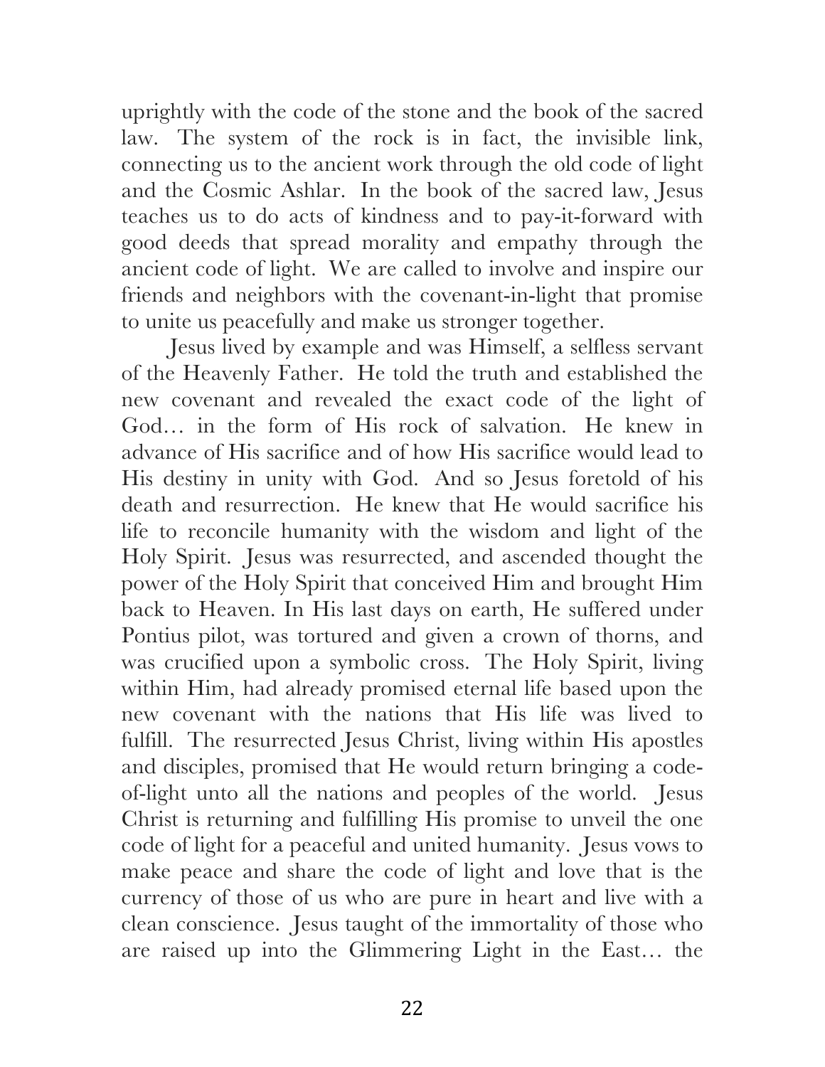uprightly with the code of the stone and the book of the sacred law. The system of the rock is in fact, the invisible link, connecting us to the ancient work through the old code of light and the Cosmic Ashlar. In the book of the sacred law, Jesus teaches us to do acts of kindness and to pay-it-forward with good deeds that spread morality and empathy through the ancient code of light. We are called to involve and inspire our friends and neighbors with the covenant-in-light that promise to unite us peacefully and make us stronger together.

Jesus lived by example and was Himself, a selfless servant of the Heavenly Father. He told the truth and established the new covenant and revealed the exact code of the light of God… in the form of His rock of salvation. He knew in advance of His sacrifice and of how His sacrifice would lead to His destiny in unity with God. And so Jesus foretold of his death and resurrection. He knew that He would sacrifice his life to reconcile humanity with the wisdom and light of the Holy Spirit. Jesus was resurrected, and ascended thought the power of the Holy Spirit that conceived Him and brought Him back to Heaven. In His last days on earth, He suffered under Pontius pilot, was tortured and given a crown of thorns, and was crucified upon a symbolic cross. The Holy Spirit, living within Him, had already promised eternal life based upon the new covenant with the nations that His life was lived to fulfill. The resurrected Jesus Christ, living within His apostles and disciples, promised that He would return bringing a code-of-light unto all the nations and peoples of the world. Jesus Christ is returning and fulfilling His promise to unveil the one code of light for a peaceful and united humanity. Jesus vows to make peace and share the code of light and love that is the currency of those of us who are pure in heart and live with a clean conscience. Jesus taught of the immortality of those who are raised up into the Glimmering Light in the East… the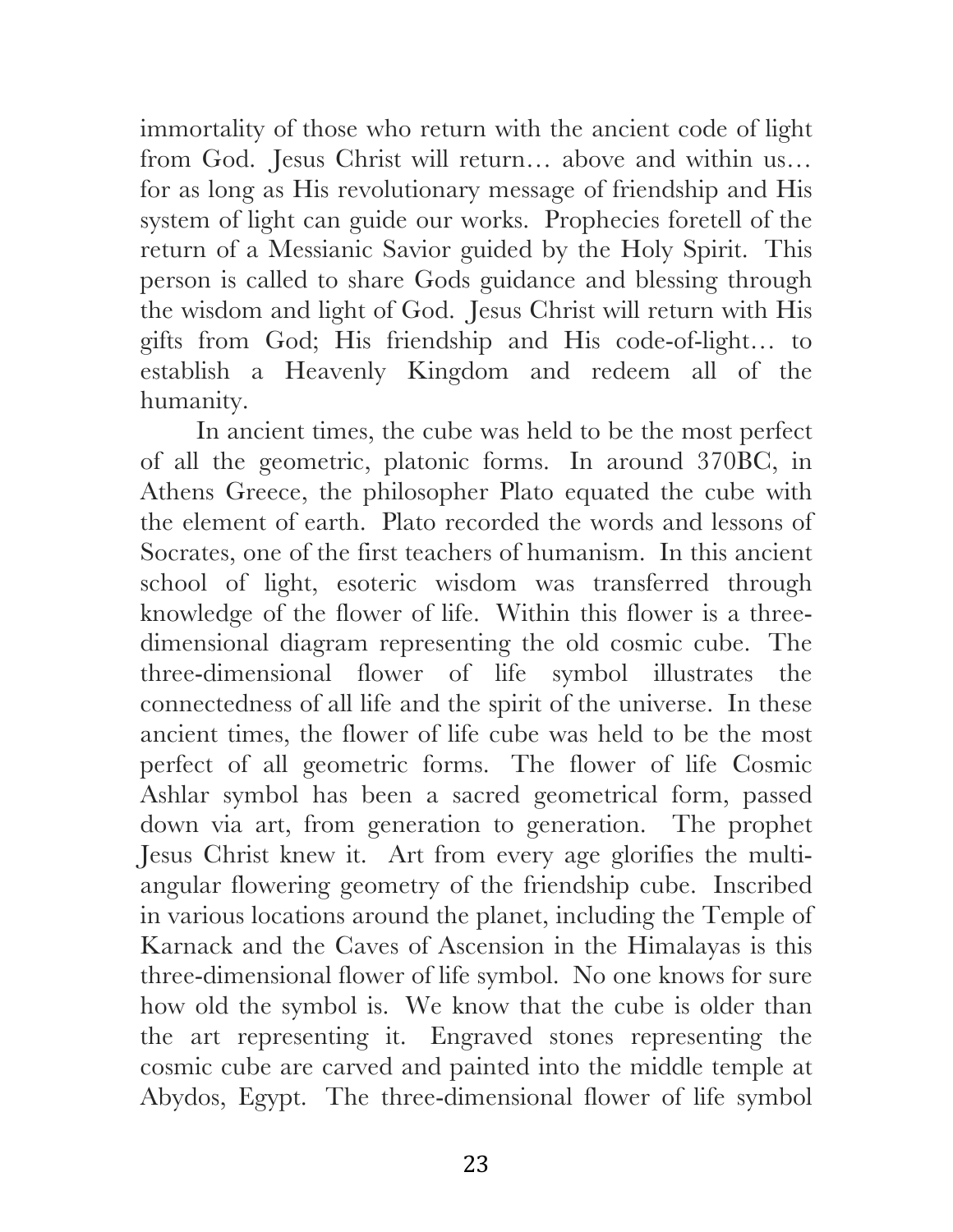immortality of those who return with the ancient code of light from God. Jesus Christ will return… above and within us… for as long as His revolutionary message of friendship and His system of light can guide our works. Prophecies foretell of the return of a Messianic Savior guided by the Holy Spirit. This person is called to share Gods guidance and blessing through the wisdom and light of God. Jesus Christ will return with His gifts from God; His friendship and His code-of-light… to establish a Heavenly Kingdom and redeem all of the humanity.

In ancient times, the cube was held to be the most perfect of all the geometric, platonic forms. In around 370BC, in Athens Greece, the philosopher Plato equated the cube with the element of earth. Plato recorded the words and lessons of Socrates, one of the first teachers of humanism. In this ancient school of light, esoteric wisdom was transferred through knowledge of the flower of life. Within this flower is a three-dimensional diagram representing the old cosmic cube. The three-dimensional flower of life symbol illustrates the connectedness of all life and the spirit of the universe. In these ancient times, the flower of life cube was held to be the most perfect of all geometric forms. The flower of life Cosmic Ashlar symbol has been a sacred geometrical form, passed down via art, from generation to generation. The prophet Jesus Christ knew it. Art from every age glorifies the multi-angular flowering geometry of the friendship cube. Inscribed in various locations around the planet, including the Temple of Karnack and the Caves of Ascension in the Himalayas is this three-dimensional flower of life symbol. No one knows for sure how old the symbol is. We know that the cube is older than the art representing it. Engraved stones representing the cosmic cube are carved and painted into the middle temple at Abydos, Egypt. The three-dimensional flower of life symbol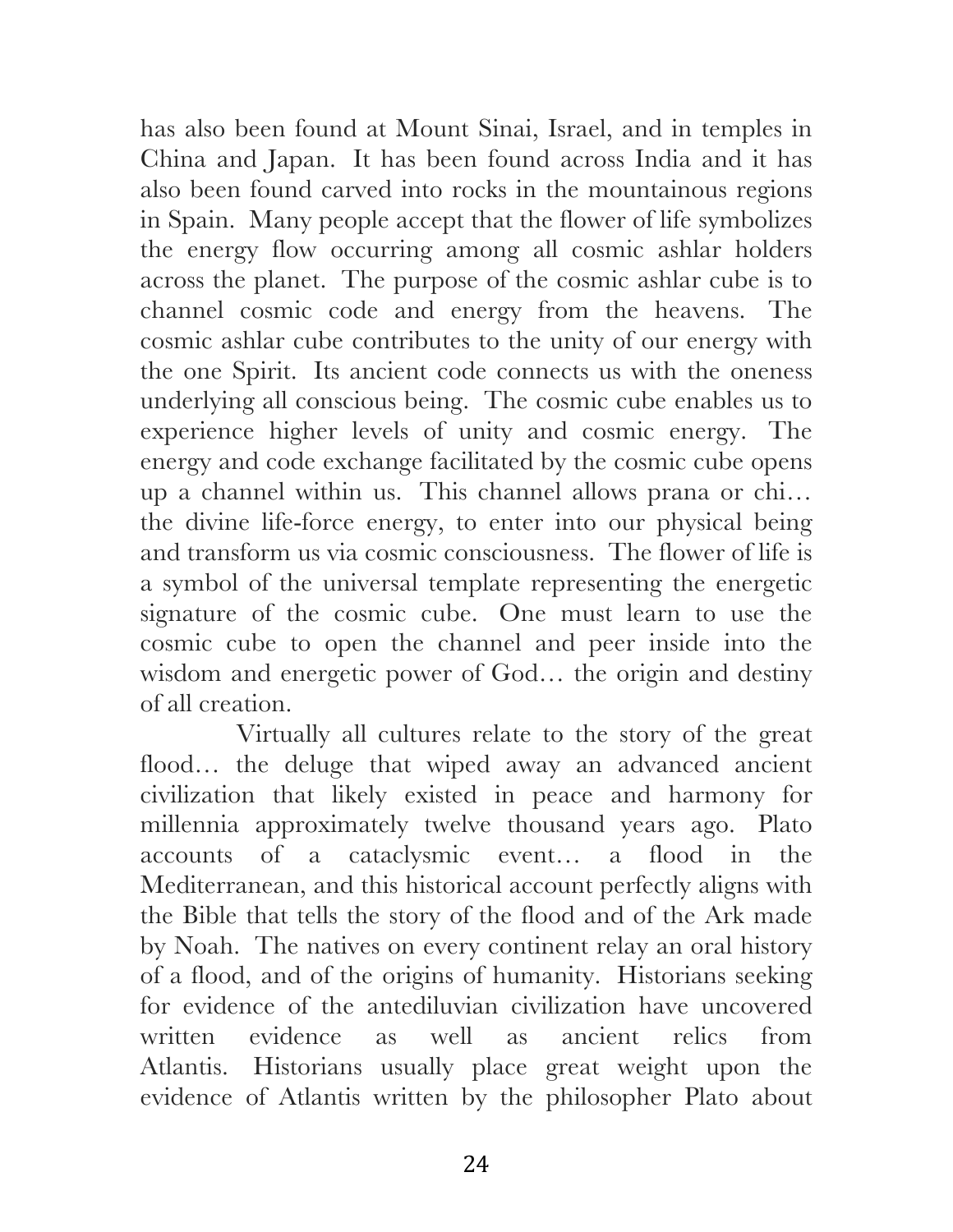has also been found at Mount Sinai, Israel, and in temples in China and Japan. It has been found across India and it has also been found carved into rocks in the mountainous regions in Spain. Many people accept that the flower of life symbolizes the energy flow occurring among all cosmic ashlar holders across the planet. The purpose of the cosmic ashlar cube is to channel cosmic code and energy from the heavens. The cosmic ashlar cube contributes to the unity of our energy with the one Spirit. Its ancient code connects us with the oneness underlying all conscious being. The cosmic cube enables us to experience higher levels of unity and cosmic energy. The energy and code exchange facilitated by the cosmic cube opens up a channel within us. This channel allows prana or chi… the divine life-force energy, to enter into our physical being and transform us via cosmic consciousness. The flower of life is a symbol of the universal template representing the energetic signature of the cosmic cube. One must learn to use the cosmic cube to open the channel and peer inside into the wisdom and energetic power of God… the origin and destiny of all creation.

Virtually all cultures relate to the story of the great flood… the deluge that wiped away an advanced ancient civilization that likely existed in peace and harmony for millennia approximately twelve thousand years ago. Plato accounts of a cataclysmic event… a flood in the Mediterranean, and this historical account perfectly aligns with the Bible that tells the story of the flood and of the Ark made by Noah. The natives on every continent relay an oral history of a flood, and of the origins of humanity. Historians seeking for evidence of the antediluvian civilization have uncovered written evidence as well as ancient relics from Atlantis. Historians usually place great weight upon the evidence of Atlantis written by the philosopher Plato about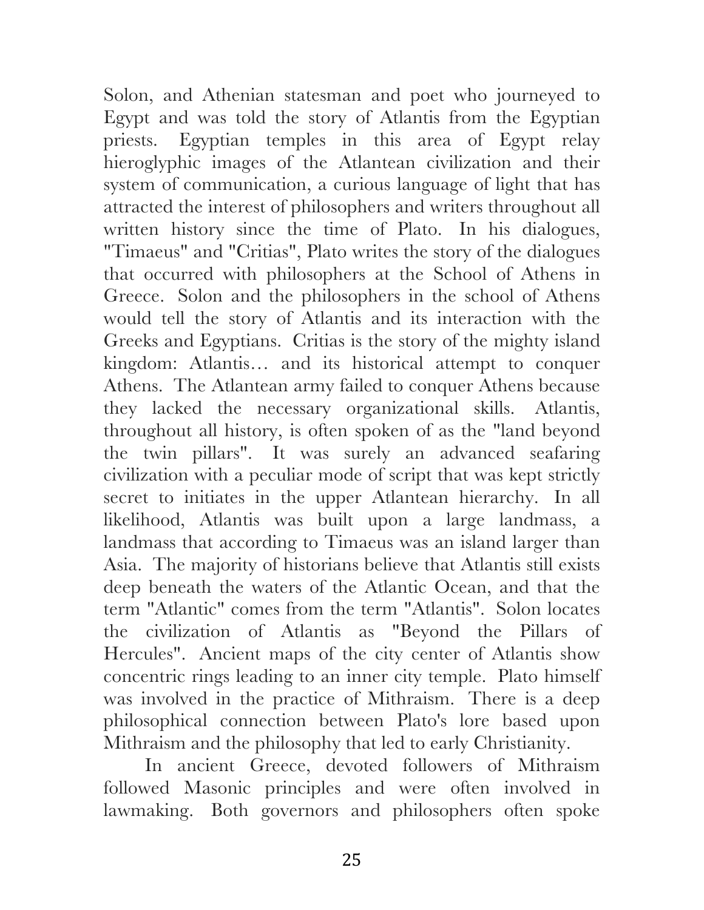Solon, and Athenian statesman and poet who journeyed to Egypt and was told the story of Atlantis from the Egyptian priests. Egyptian temples in this area of Egypt relay hieroglyphic images of the Atlantean civilization and their system of communication, a curious language of light that has attracted the interest of philosophers and writers throughout all written history since the time of Plato. In his dialogues, "Timaeus" and "Critias", Plato writes the story of the dialogues that occurred with philosophers at the School of Athens in Greece. Solon and the philosophers in the school of Athens would tell the story of Atlantis and its interaction with the Greeks and Egyptians. Critias is the story of the mighty island kingdom: Atlantis… and its historical attempt to conquer Athens. The Atlantean army failed to conquer Athens because they lacked the necessary organizational skills. Atlantis, throughout all history, is often spoken of as the "land beyond the twin pillars". It was surely an advanced seafaring civilization with a peculiar mode of script that was kept strictly secret to initiates in the upper Atlantean hierarchy. In all likelihood, Atlantis was built upon a large landmass, a landmass that according to Timaeus was an island larger than Asia. The majority of historians believe that Atlantis still exists deep beneath the waters of the Atlantic Ocean, and that the term "Atlantic" comes from the term "Atlantis". Solon locates the civilization of Atlantis as "Beyond the Pillars of Hercules". Ancient maps of the city center of Atlantis show concentric rings leading to an inner city temple. Plato himself was involved in the practice of Mithraism. There is a deep philosophical connection between Plato's lore based upon Mithraism and the philosophy that led to early Christianity.

In ancient Greece, devoted followers of Mithraism followed Masonic principles and were often involved in lawmaking. Both governors and philosophers often spoke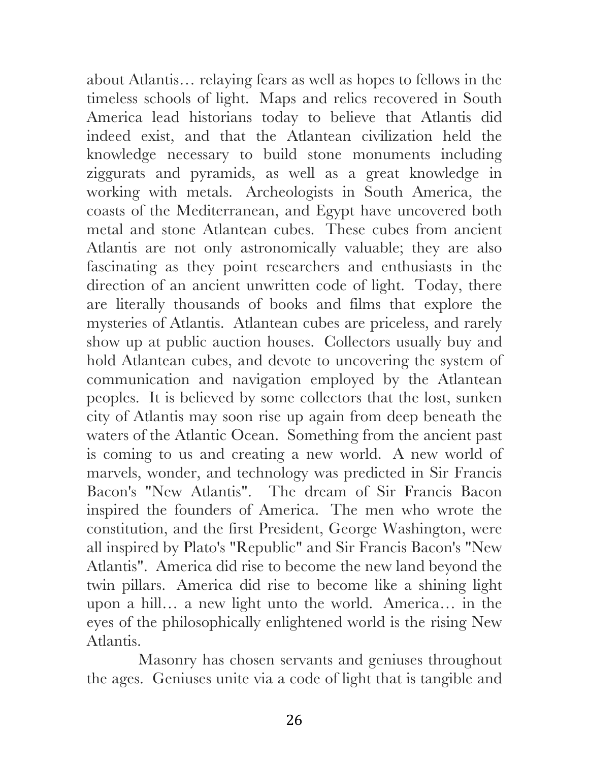about Atlantis… relaying fears as well as hopes to fellows in the timeless schools of light. Maps and relics recovered in South America lead historians today to believe that Atlantis did indeed exist, and that the Atlantean civilization held the knowledge necessary to build stone monuments including ziggurats and pyramids, as well as a great knowledge in working with metals. Archeologists in South America, the coasts of the Mediterranean, and Egypt have uncovered both metal and stone Atlantean cubes. These cubes from ancient Atlantis are not only astronomically valuable; they are also fascinating as they point researchers and enthusiasts in the direction of an ancient unwritten code of light. Today, there are literally thousands of books and films that explore the mysteries of Atlantis. Atlantean cubes are priceless, and rarely show up at public auction houses. Collectors usually buy and hold Atlantean cubes, and devote to uncovering the system of communication and navigation employed by the Atlantean peoples. It is believed by some collectors that the lost, sunken city of Atlantis may soon rise up again from deep beneath the waters of the Atlantic Ocean. Something from the ancient past is coming to us and creating a new world. A new world of marvels, wonder, and technology was predicted in Sir Francis Bacon's "New Atlantis". The dream of Sir Francis Bacon inspired the founders of America. The men who wrote the constitution, and the first President, George Washington, were all inspired by Plato's "Republic" and Sir Francis Bacon's "New Atlantis". America did rise to become the new land beyond the twin pillars. America did rise to become like a shining light upon a hill… a new light unto the world. America… in the eyes of the philosophically enlightened world is the rising New Atlantis.

Masonry has chosen servants and geniuses throughout the ages. Geniuses unite via a code of light that is tangible and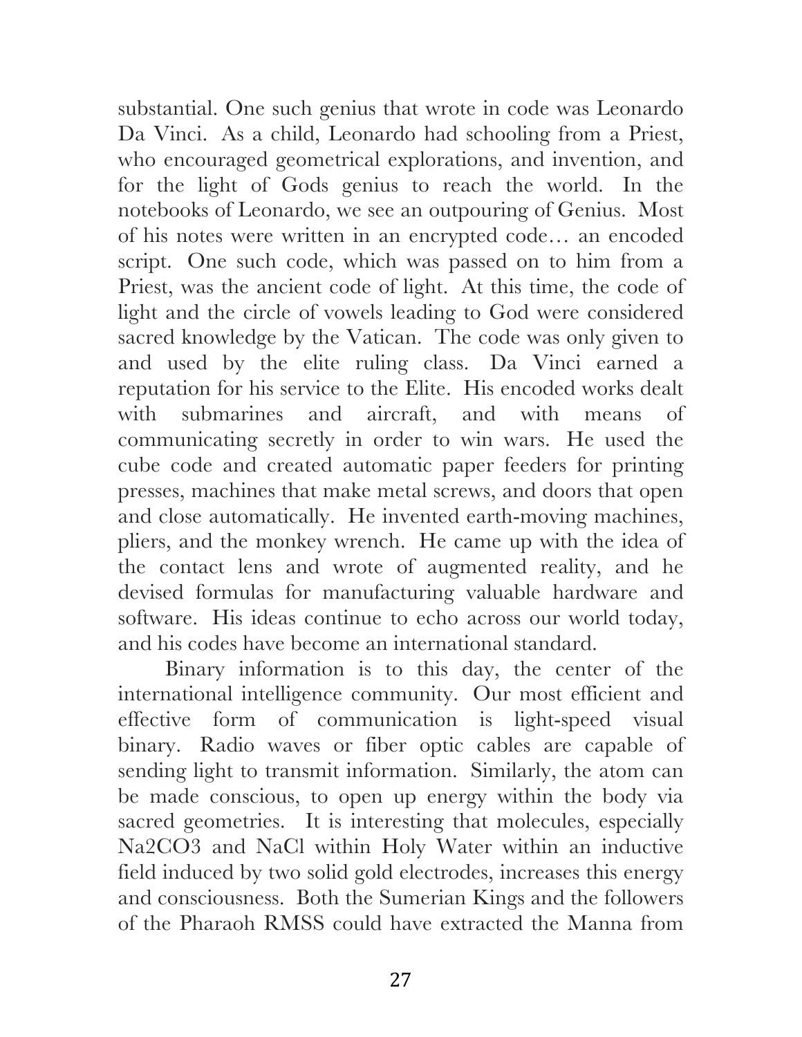substantial. One such genius that wrote in code was Leonardo Da Vinci. As a child, Leonardo had schooling from a Priest, who encouraged geometrical explorations, and invention, and for the light of Gods genius to reach the world. In the notebooks of Leonardo, we see an outpouring of Genius. Most of his notes were written in an encrypted code… an encoded script. One such code, which was passed on to him from a Priest, was the ancient code of light. At this time, the code of light and the circle of vowels leading to God were considered sacred knowledge by the Vatican. The code was only given to and used by the elite ruling class. Da Vinci earned a reputation for his service to the Elite. His encoded works dealt with submarines and aircraft, and with means of communicating secretly in order to win wars. He used the cube code and created automatic paper feeders for printing presses, machines that make metal screws, and doors that open and close automatically. He invented earth-moving machines, pliers, and the monkey wrench. He came up with the idea of the contact lens and wrote of augmented reality, and he devised formulas for manufacturing valuable hardware and software. His ideas continue to echo across our world today, and his codes have become an international standard.

Binary information is to this day, the center of the international intelligence community. Our most efficient and effective form of communication is light-speed visual binary. Radio waves or fiber optic cables are capable of sending light to transmit information. Similarly, the atom can be made conscious, to open up energy within the body via sacred geometries. It is interesting that molecules, especially $Na_2CO_3$ and $NaCl$ within Holy Water within an inductive field induced by two solid gold electrodes, increases this energy and consciousness. Both the Sumerian Kings and the followers of the Pharaoh RMSS could have extracted the Manna from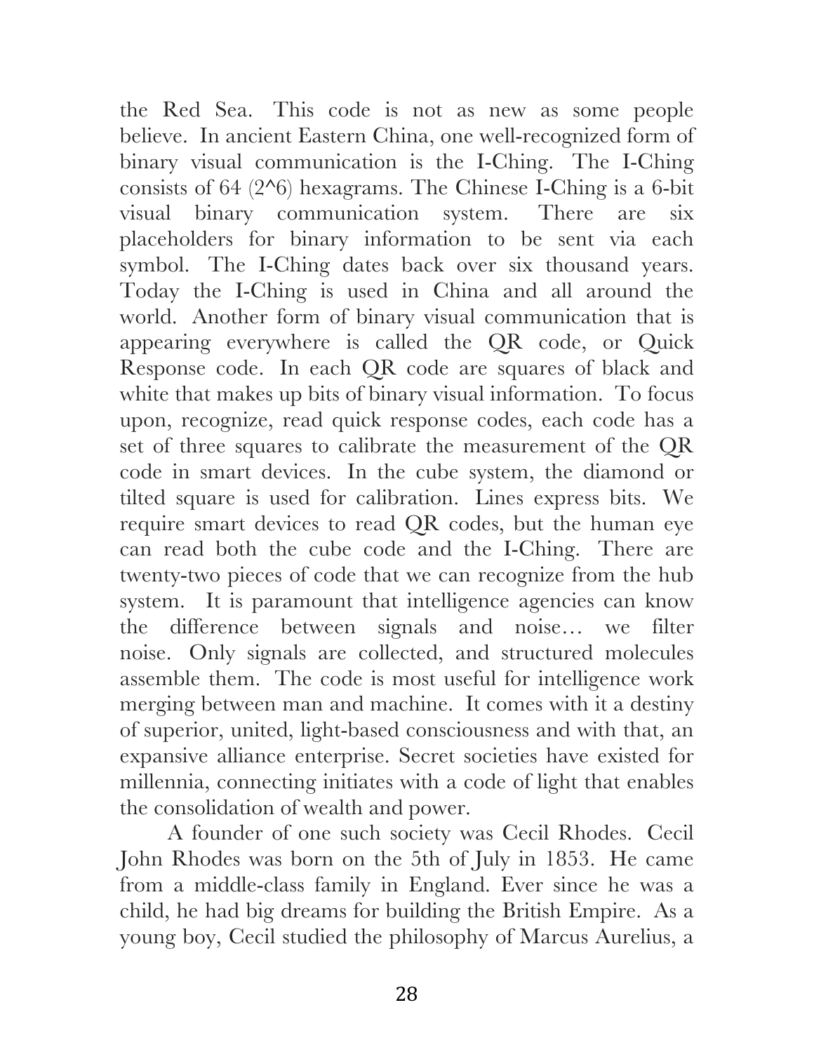the Red Sea. This code is not as new as some people believe. In ancient Eastern China, one well-recognized form of binary visual communication is the I-Ching. The I-Ching consists of 64 ($2^6$) hexagrams. The Chinese I-Ching is a 6-bit visual binary communication system. There are six placeholders for binary information to be sent via each symbol. The I-Ching dates back over six thousand years. Today the I-Ching is used in China and all around the world. Another form of binary visual communication that is appearing everywhere is called the QR code, or Quick Response code. In each QR code are squares of black and white that makes up bits of binary visual information. To focus upon, recognize, read quick response codes, each code has a set of three squares to calibrate the measurement of the QR code in smart devices. In the cube system, the diamond or tilted square is used for calibration. Lines express bits. We require smart devices to read QR codes, but the human eye can read both the cube code and the I-Ching. There are twenty-two pieces of code that we can recognize from the hub system. It is paramount that intelligence agencies can know the difference between signals and noise… we filter noise. Only signals are collected, and structured molecules assemble them. The code is most useful for intelligence work merging between man and machine. It comes with it a destiny of superior, united, light-based consciousness and with that, an expansive alliance enterprise. Secret societies have existed for millennia, connecting initiates with a code of light that enables the consolidation of wealth and power.

A founder of one such society was Cecil Rhodes. Cecil John Rhodes was born on the 5th of July in 1853. He came from a middle-class family in England. Ever since he was a child, he had big dreams for building the British Empire. As a young boy, Cecil studied the philosophy of Marcus Aurelius, a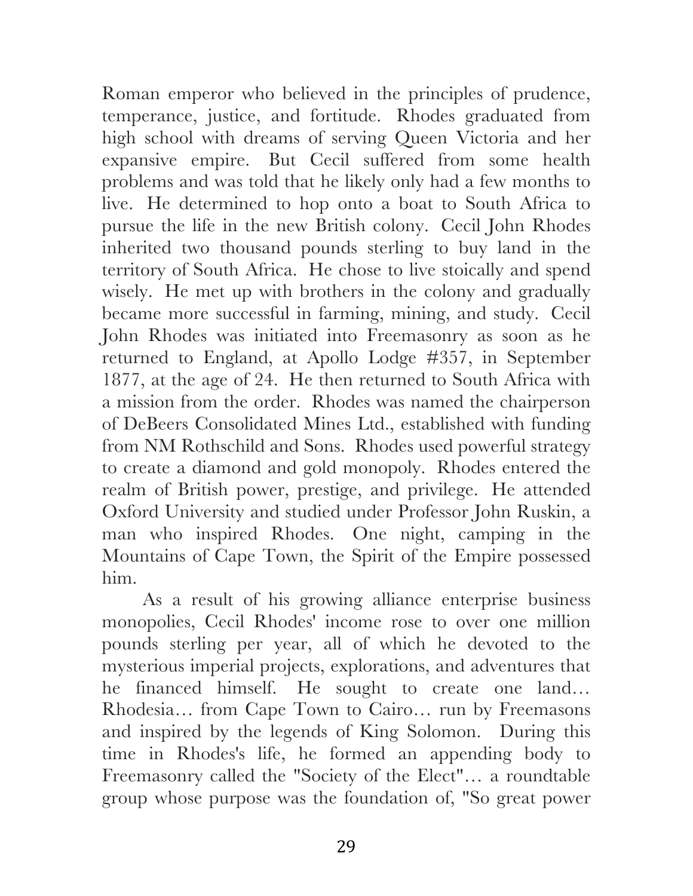Roman emperor who believed in the principles of prudence, temperance, justice, and fortitude. Rhodes graduated from high school with dreams of serving Queen Victoria and her expansive empire. But Cecil suffered from some health problems and was told that he likely only had a few months to live. He determined to hop onto a boat to South Africa to pursue the life in the new British colony. Cecil John Rhodes inherited two thousand pounds sterling to buy land in the territory of South Africa. He chose to live stoically and spend wisely. He met up with brothers in the colony and gradually became more successful in farming, mining, and study. Cecil John Rhodes was initiated into Freemasonry as soon as he returned to England, at Apollo Lodge #357, in September 1877, at the age of 24. He then returned to South Africa with a mission from the order. Rhodes was named the chairperson of DeBeers Consolidated Mines Ltd., established with funding from NM Rothschild and Sons. Rhodes used powerful strategy to create a diamond and gold monopoly. Rhodes entered the realm of British power, prestige, and privilege. He attended Oxford University and studied under Professor John Ruskin, a man who inspired Rhodes. One night, camping in the Mountains of Cape Town, the Spirit of the Empire possessed him.

As a result of his growing alliance enterprise business monopolies, Cecil Rhodes' income rose to over one million pounds sterling per year, all of which he devoted to the mysterious imperial projects, explorations, and adventures that he financed himself. He sought to create one land… Rhodesia… from Cape Town to Cairo… run by Freemasons and inspired by the legends of King Solomon. During this time in Rhodes's life, he formed an appending body to Freemasonry called the "Society of the Elect"… a roundtable group whose purpose was the foundation of, "So great power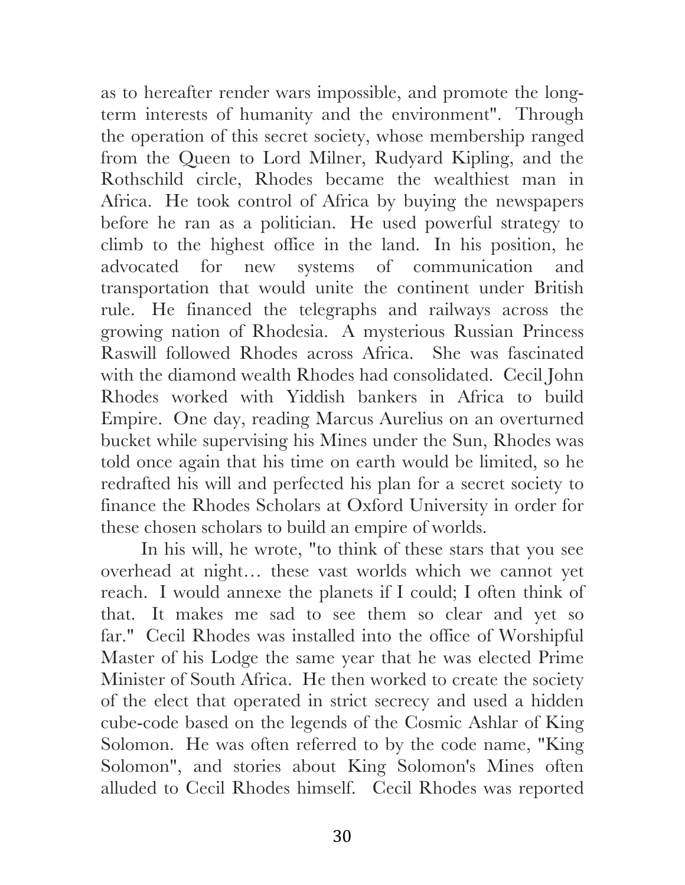as to hereafter render wars impossible, and promote the long-term interests of humanity and the environment". Through the operation of this secret society, whose membership ranged from the Queen to Lord Milner, Rudyard Kipling, and the Rothschild circle, Rhodes became the wealthiest man in Africa. He took control of Africa by buying the newspapers before he ran as a politician. He used powerful strategy to climb to the highest office in the land. In his position, he advocated for new systems of communication and transportation that would unite the continent under British rule. He financed the telegraphs and railways across the growing nation of Rhodesia. A mysterious Russian Princess Raswill followed Rhodes across Africa. She was fascinated with the diamond wealth Rhodes had consolidated. Cecil John Rhodes worked with Yiddish bankers in Africa to build Empire. One day, reading Marcus Aurelius on an overturned bucket while supervising his Mines under the Sun, Rhodes was told once again that his time on earth would be limited, so he redrafted his will and perfected his plan for a secret society to finance the Rhodes Scholars at Oxford University in order for these chosen scholars to build an empire of worlds.

In his will, he wrote, "to think of these stars that you see overhead at night… these vast worlds which we cannot yet reach. I would annexe the planets if I could; I often think of that. It makes me sad to see them so clear and yet so far." Cecil Rhodes was installed into the office of Worshipful Master of his Lodge the same year that he was elected Prime Minister of South Africa. He then worked to create the society of the elect that operated in strict secrecy and used a hidden cube-code based on the legends of the Cosmic Ashlar of King Solomon. He was often referred to by the code name, "King Solomon", and stories about King Solomon's Mines often alluded to Cecil Rhodes himself. Cecil Rhodes was reported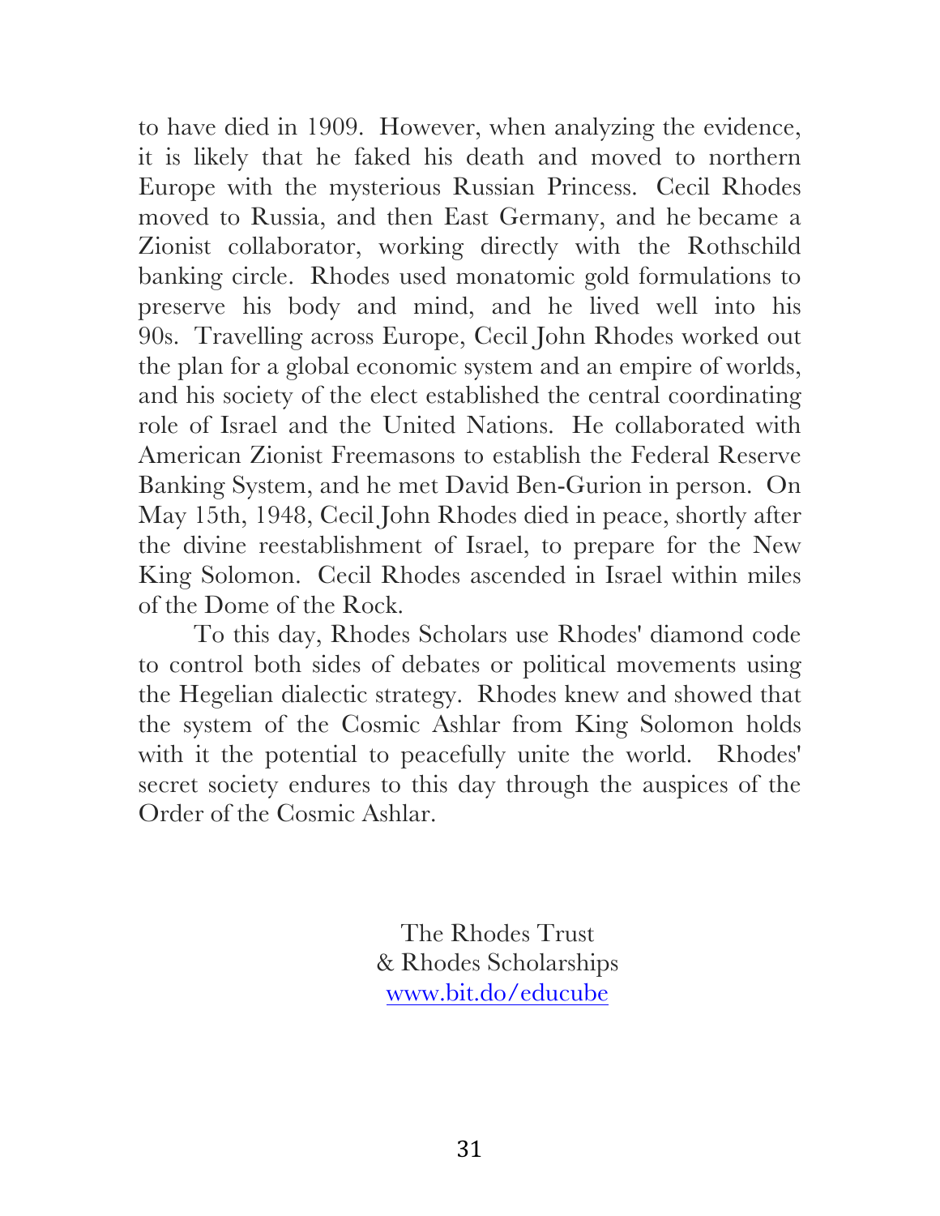to have died in 1909. However, when analyzing the evidence, it is likely that he faked his death and moved to northern Europe with the mysterious Russian Princess. Cecil Rhodes moved to Russia, and then East Germany, and he became a Zionist collaborator, working directly with the Rothschild banking circle. Rhodes used monatomic gold formulations to preserve his body and mind, and he lived well into his 90s. Travelling across Europe, Cecil John Rhodes worked out the plan for a global economic system and an empire of worlds, and his society of the elect established the central coordinating role of Israel and the United Nations. He collaborated with American Zionist Freemasons to establish the Federal Reserve Banking System, and he met David Ben-Gurion in person. On May 15th, 1948, Cecil John Rhodes died in peace, shortly after the divine reestablishment of Israel, to prepare for the New King Solomon. Cecil Rhodes ascended in Israel within miles of the Dome of the Rock.

To this day, Rhodes Scholars use Rhodes' diamond code to control both sides of debates or political movements using the Hegelian dialectic strategy. Rhodes knew and showed that the system of the Cosmic Ashlar from King Solomon holds with it the potential to peacefully unite the world. Rhodes' secret society endures to this day through the auspices of the Order of the Cosmic Ashlar.

The Rhodes Trust
& Rhodes Scholarships
[www.bit.do/educube](www.bit.do/educube)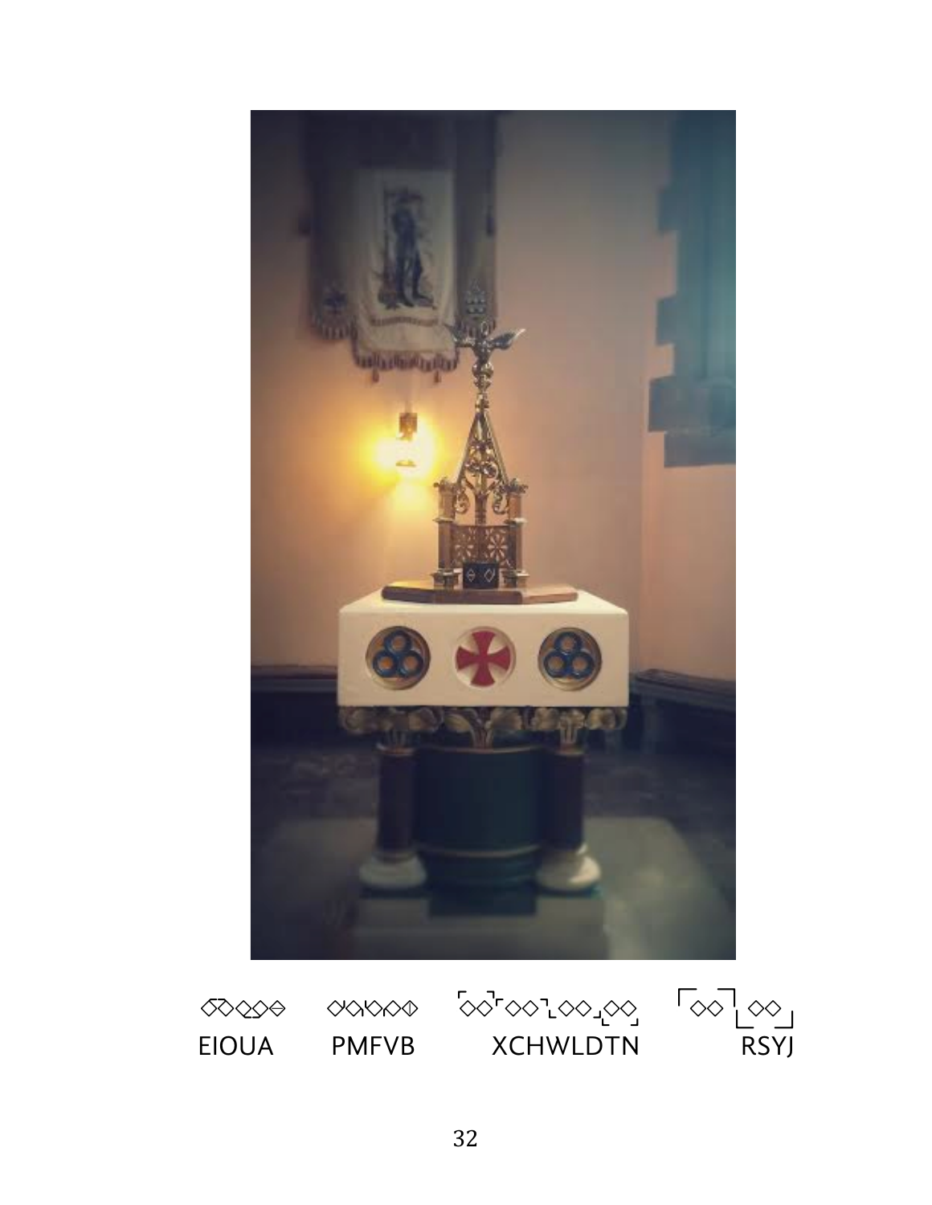EIOUA PMFVB XCHWLDTN RSYJ